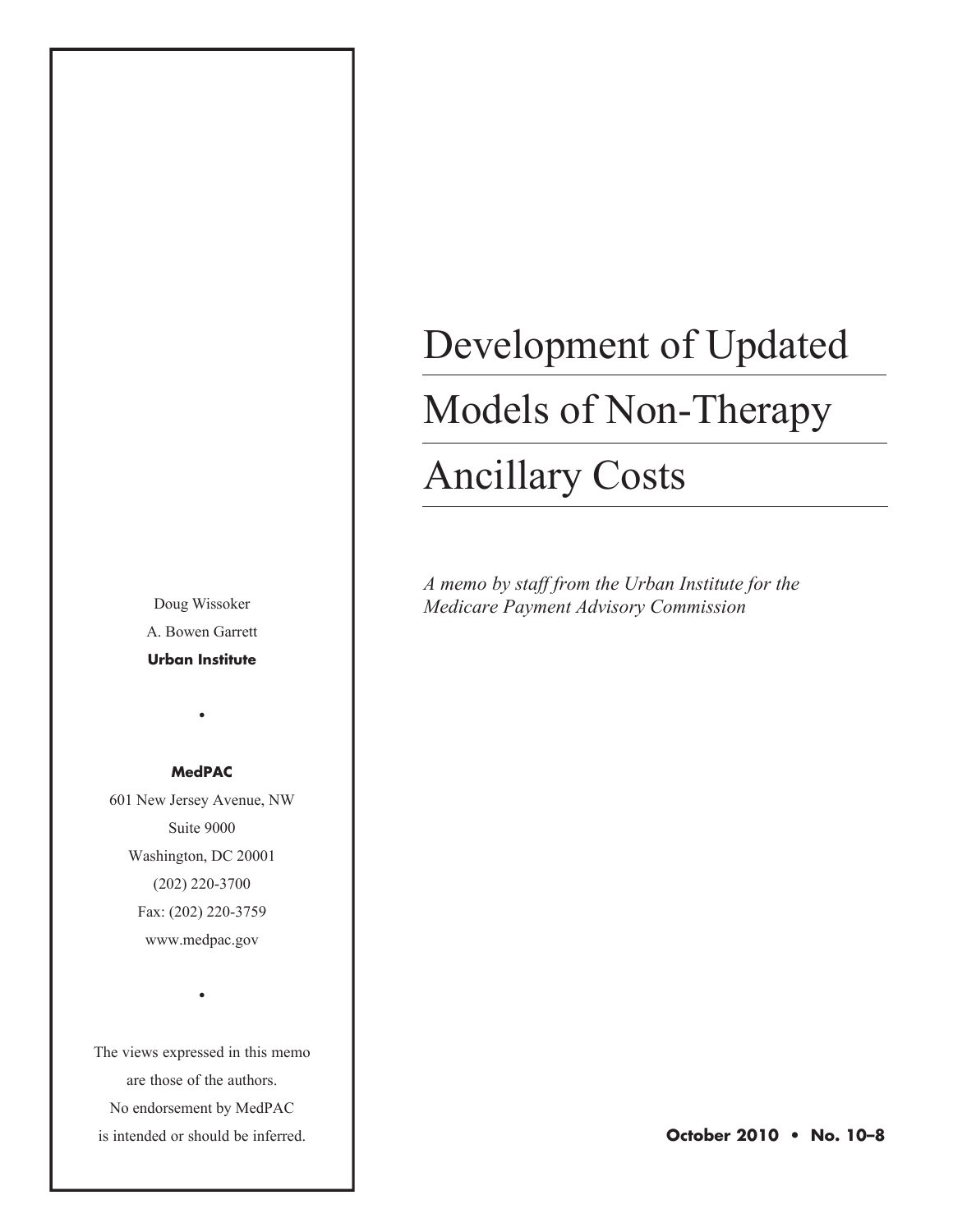# Development of Updated Models of Non-Therapy Ancillary Costs

*A memo by staff from the Urban Institute for the Medicare Payment Advisory Commission*

Doug Wissoker

A. Bowen Garrett

**Urban Institute**

•

**MedPAC**

601 New Jersey Avenue, NW

Suite 9000

Washington, DC 20001

(202) 220-3700

Fax: (202) 220-3759

www.medpac.gov

•

The views expressed in this memo are those of the authors. No endorsement by MedPAC is intended or should be inferred.

**October 2010 • No. 10–8**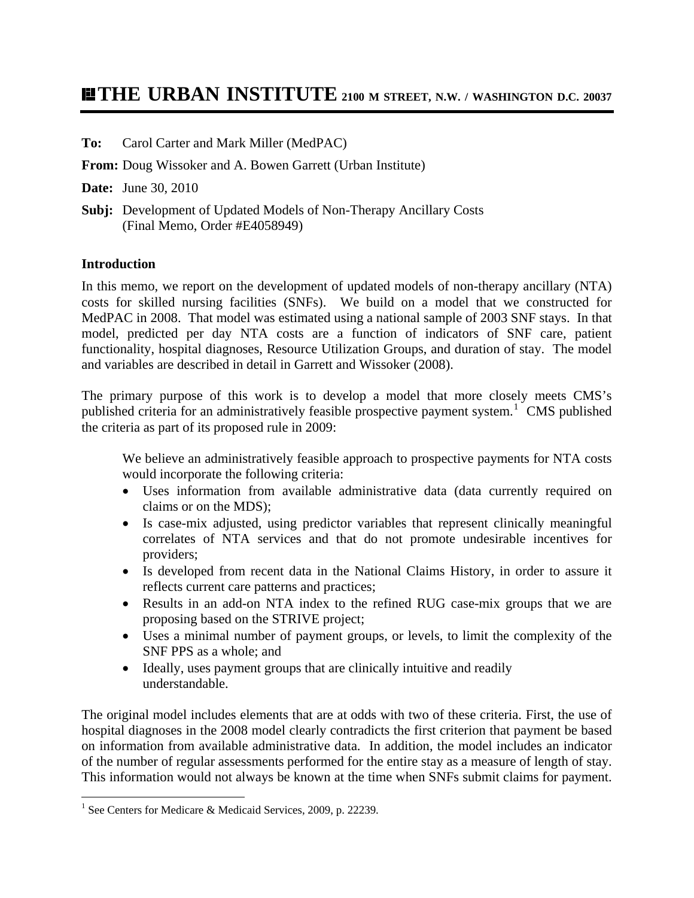# THE URBAN INSTITUTE 2100 M STREET, N.W. / WASHINGTON D.C. 20037

**To:** Carol Carter and Mark Miller (MedPAC)

**From:** Doug Wissoker and A. Bowen Garrett (Urban Institute)

**Date:** June 30, 2010

**Subj:** Development of Updated Models of Non-Therapy Ancillary Costs (Final Memo, Order #E4058949)

**Introduction**

In this memo, we report on the development of updated models of non-therapy ancillary (NTA) costs for skilled nursing facilities (SNFs). We build on a model that we constructed for MedPAC in 2008. That model was estimated using a national sample of 2003 SNF stays. In that model, predicted per day NTA costs are a function of indicators of SNF care, patient functionality, hospital diagnoses, Resource Utilization Groups, and duration of stay. The model and variables are described in detail in Garrett and Wissoker (2008).

The primary purpose of this work is to develop a model that more closely meets CMS's published criteria for an administratively feasible prospective payment system.[1] CMS published the criteria as part of its proposed rule in 2009:

> We believe an administratively feasible approach to prospective payments for NTA costs would incorporate the following criteria:
>
> - Uses information from available administrative data (data currently required on claims or on the MDS);
> - Is case-mix adjusted, using predictor variables that represent clinically meaningful correlates of NTA services and that do not promote undesirable incentives for providers;
> - Is developed from recent data in the National Claims History, in order to assure it reflects current care patterns and practices;
> - Results in an add-on NTA index to the refined RUG case-mix groups that we are proposing based on the STRIVE project;
> - Uses a minimal number of payment groups, or levels, to limit the complexity of the SNF PPS as a whole; and
> - Ideally, uses payment groups that are clinically intuitive and readily understandable.

The original model includes elements that are at odds with two of these criteria. First, the use of hospital diagnoses in the 2008 model clearly contradicts the first criterion that payment be based on information from available administrative data. In addition, the model includes an indicator of the number of regular assessments performed for the entire stay as a measure of length of stay. This information would not always be known at the time when SNFs submit claims for payment.

[1] See Centers for Medicare & Medicaid Services, 2009, p. 22239.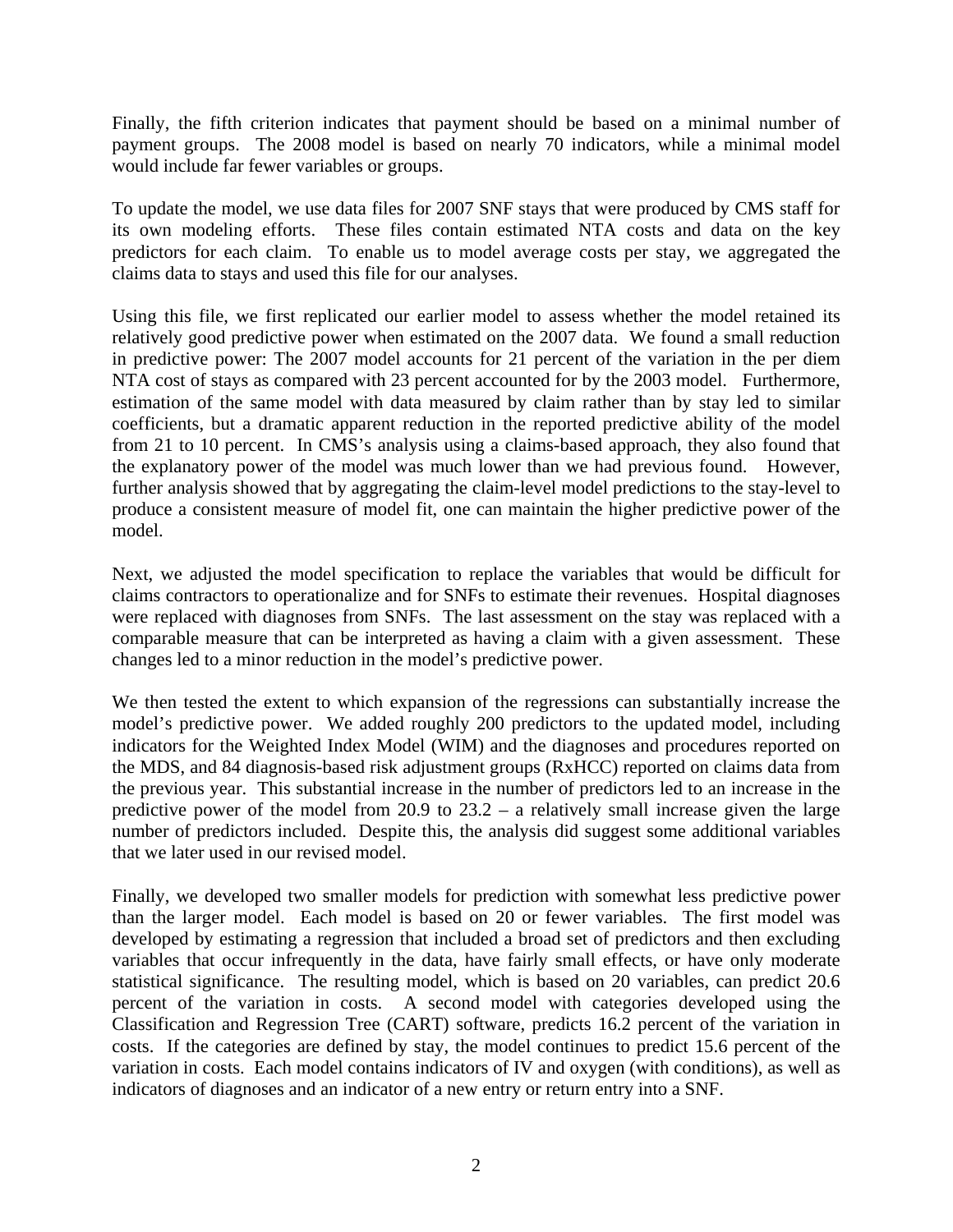Finally, the fifth criterion indicates that payment should be based on a minimal number of payment groups. The 2008 model is based on nearly 70 indicators, while a minimal model would include far fewer variables or groups.

To update the model, we use data files for 2007 SNF stays that were produced by CMS staff for its own modeling efforts. These files contain estimated NTA costs and data on the key predictors for each claim. To enable us to model average costs per stay, we aggregated the claims data to stays and used this file for our analyses.

Using this file, we first replicated our earlier model to assess whether the model retained its relatively good predictive power when estimated on the 2007 data. We found a small reduction in predictive power: The 2007 model accounts for 21 percent of the variation in the per diem NTA cost of stays as compared with 23 percent accounted for by the 2003 model. Furthermore, estimation of the same model with data measured by claim rather than by stay led to similar coefficients, but a dramatic apparent reduction in the reported predictive ability of the model from 21 to 10 percent. In CMS's analysis using a claims-based approach, they also found that the explanatory power of the model was much lower than we had previous found. However, further analysis showed that by aggregating the claim-level model predictions to the stay-level to produce a consistent measure of model fit, one can maintain the higher predictive power of the model.

Next, we adjusted the model specification to replace the variables that would be difficult for claims contractors to operationalize and for SNFs to estimate their revenues. Hospital diagnoses were replaced with diagnoses from SNFs. The last assessment on the stay was replaced with a comparable measure that can be interpreted as having a claim with a given assessment. These changes led to a minor reduction in the model's predictive power.

We then tested the extent to which expansion of the regressions can substantially increase the model's predictive power. We added roughly 200 predictors to the updated model, including indicators for the Weighted Index Model (WIM) and the diagnoses and procedures reported on the MDS, and 84 diagnosis-based risk adjustment groups (RxHCC) reported on claims data from the previous year. This substantial increase in the number of predictors led to an increase in the predictive power of the model from 20.9 to 23.2 – a relatively small increase given the large number of predictors included. Despite this, the analysis did suggest some additional variables that we later used in our revised model.

Finally, we developed two smaller models for prediction with somewhat less predictive power than the larger model. Each model is based on 20 or fewer variables. The first model was developed by estimating a regression that included a broad set of predictors and then excluding variables that occur infrequently in the data, have fairly small effects, or have only moderate statistical significance. The resulting model, which is based on 20 variables, can predict 20.6 percent of the variation in costs. A second model with categories developed using the Classification and Regression Tree (CART) software, predicts 16.2 percent of the variation in costs. If the categories are defined by stay, the model continues to predict 15.6 percent of the variation in costs. Each model contains indicators of IV and oxygen (with conditions), as well as indicators of diagnoses and an indicator of a new entry or return entry into a SNF.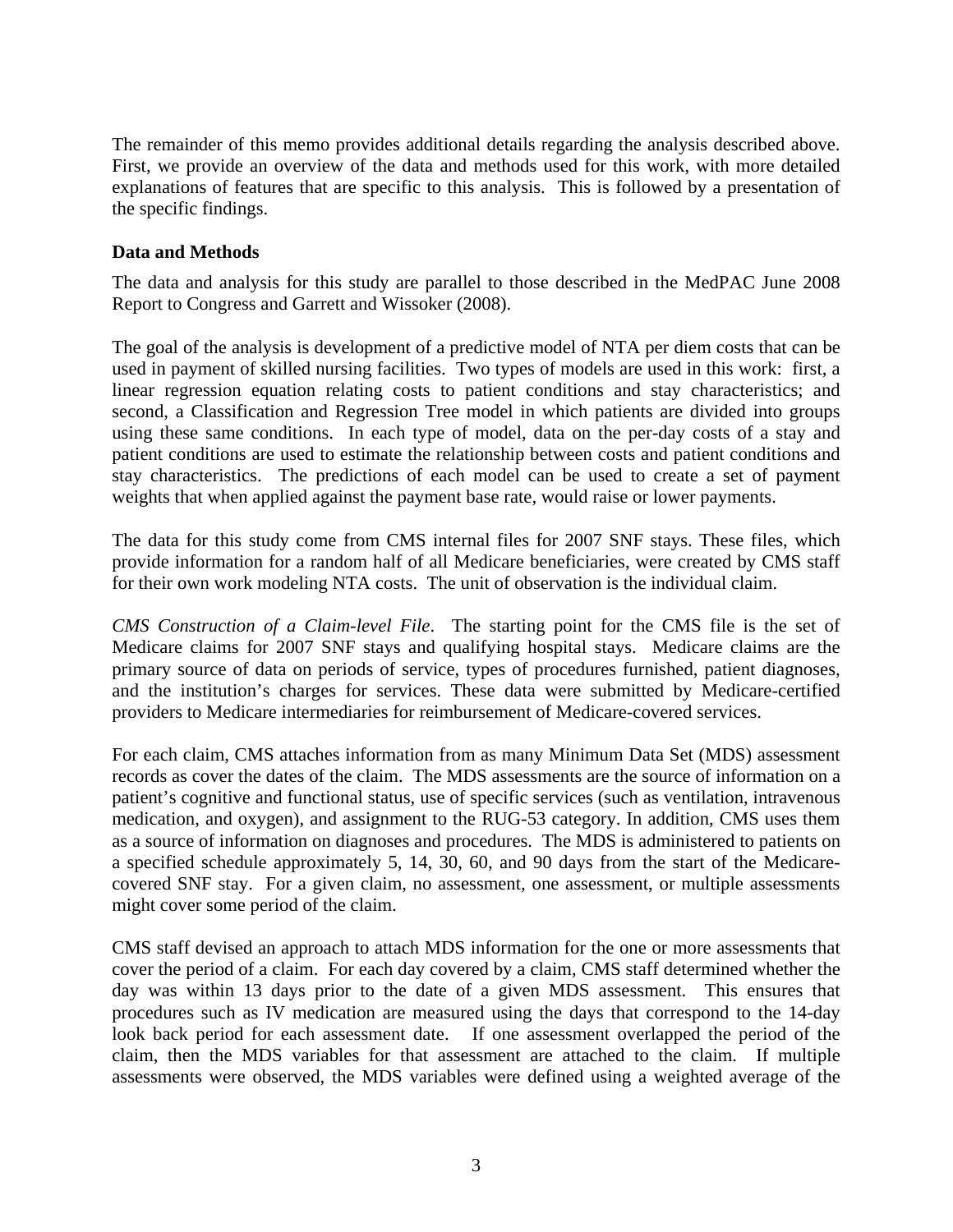The remainder of this memo provides additional details regarding the analysis described above. First, we provide an overview of the data and methods used for this work, with more detailed explanations of features that are specific to this analysis. This is followed by a presentation of the specific findings.

**Data and Methods**

The data and analysis for this study are parallel to those described in the MedPAC June 2008 Report to Congress and Garrett and Wissoker (2008).

The goal of the analysis is development of a predictive model of NTA per diem costs that can be used in payment of skilled nursing facilities. Two types of models are used in this work: first, a linear regression equation relating costs to patient conditions and stay characteristics; and second, a Classification and Regression Tree model in which patients are divided into groups using these same conditions. In each type of model, data on the per-day costs of a stay and patient conditions are used to estimate the relationship between costs and patient conditions and stay characteristics. The predictions of each model can be used to create a set of payment weights that when applied against the payment base rate, would raise or lower payments.

The data for this study come from CMS internal files for 2007 SNF stays. These files, which provide information for a random half of all Medicare beneficiaries, were created by CMS staff for their own work modeling NTA costs. The unit of observation is the individual claim.

*CMS Construction of a Claim-level File*. The starting point for the CMS file is the set of Medicare claims for 2007 SNF stays and qualifying hospital stays. Medicare claims are the primary source of data on periods of service, types of procedures furnished, patient diagnoses, and the institution's charges for services. These data were submitted by Medicare-certified providers to Medicare intermediaries for reimbursement of Medicare-covered services.

For each claim, CMS attaches information from as many Minimum Data Set (MDS) assessment records as cover the dates of the claim. The MDS assessments are the source of information on a patient's cognitive and functional status, use of specific services (such as ventilation, intravenous medication, and oxygen), and assignment to the RUG-53 category. In addition, CMS uses them as a source of information on diagnoses and procedures. The MDS is administered to patients on a specified schedule approximately 5, 14, 30, 60, and 90 days from the start of the Medicare-covered SNF stay. For a given claim, no assessment, one assessment, or multiple assessments might cover some period of the claim.

CMS staff devised an approach to attach MDS information for the one or more assessments that cover the period of a claim. For each day covered by a claim, CMS staff determined whether the day was within 13 days prior to the date of a given MDS assessment. This ensures that procedures such as IV medication are measured using the days that correspond to the 14-day look back period for each assessment date. If one assessment overlapped the period of the claim, then the MDS variables for that assessment are attached to the claim. If multiple assessments were observed, the MDS variables were defined using a weighted average of the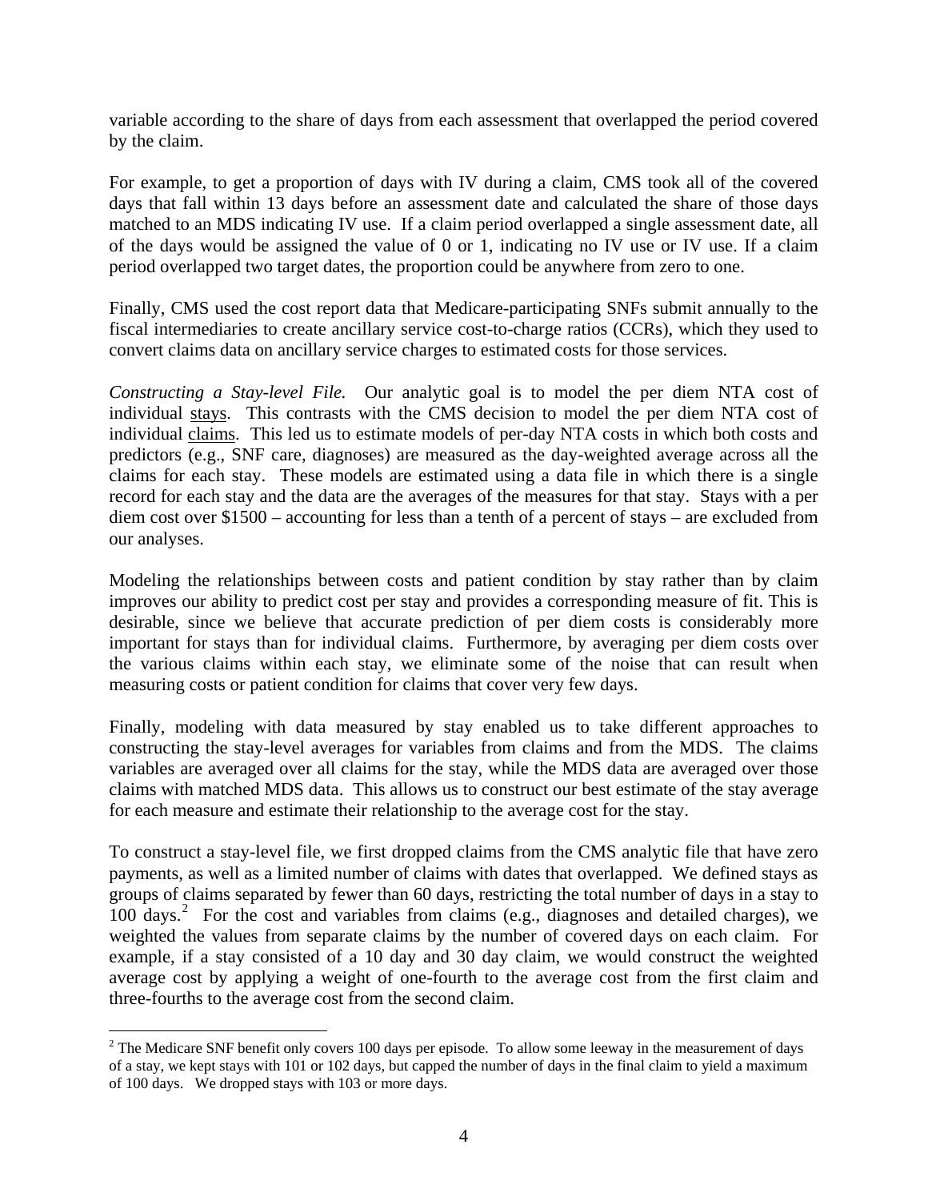variable according to the share of days from each assessment that overlapped the period covered by the claim.

For example, to get a proportion of days with IV during a claim, CMS took all of the covered days that fall within 13 days before an assessment date and calculated the share of those days matched to an MDS indicating IV use. If a claim period overlapped a single assessment date, all of the days would be assigned the value of 0 or 1, indicating no IV use or IV use. If a claim period overlapped two target dates, the proportion could be anywhere from zero to one.

Finally, CMS used the cost report data that Medicare-participating SNFs submit annually to the fiscal intermediaries to create ancillary service cost-to-charge ratios (CCRs), which they used to convert claims data on ancillary service charges to estimated costs for those services.

*Constructing a Stay-level File.* Our analytic goal is to model the per diem NTA cost of individual <u>stays</u>. This contrasts with the CMS decision to model the per diem NTA cost of individual <u>claims</u>. This led us to estimate models of per-day NTA costs in which both costs and predictors (e.g., SNF care, diagnoses) are measured as the day-weighted average across all the claims for each stay. These models are estimated using a data file in which there is a single record for each stay and the data are the averages of the measures for that stay. Stays with a per diem cost over $1500 – accounting for less than a tenth of a percent of stays – are excluded from our analyses.

Modeling the relationships between costs and patient condition by stay rather than by claim improves our ability to predict cost per stay and provides a corresponding measure of fit. This is desirable, since we believe that accurate prediction of per diem costs is considerably more important for stays than for individual claims. Furthermore, by averaging per diem costs over the various claims within each stay, we eliminate some of the noise that can result when measuring costs or patient condition for claims that cover very few days.

Finally, modeling with data measured by stay enabled us to take different approaches to constructing the stay-level averages for variables from claims and from the MDS. The claims variables are averaged over all claims for the stay, while the MDS data are averaged over those claims with matched MDS data. This allows us to construct our best estimate of the stay average for each measure and estimate their relationship to the average cost for the stay.

To construct a stay-level file, we first dropped claims from the CMS analytic file that have zero payments, as well as a limited number of claims with dates that overlapped. We defined stays as groups of claims separated by fewer than 60 days, restricting the total number of days in a stay to 100 days.[2] For the cost and variables from claims (e.g., diagnoses and detailed charges), we weighted the values from separate claims by the number of covered days on each claim. For example, if a stay consisted of a 10 day and 30 day claim, we would construct the weighted average cost by applying a weight of one-fourth to the average cost from the first claim and three-fourths to the average cost from the second claim.

[2] The Medicare SNF benefit only covers 100 days per episode. To allow some leeway in the measurement of days of a stay, we kept stays with 101 or 102 days, but capped the number of days in the final claim to yield a maximum of 100 days. We dropped stays with 103 or more days.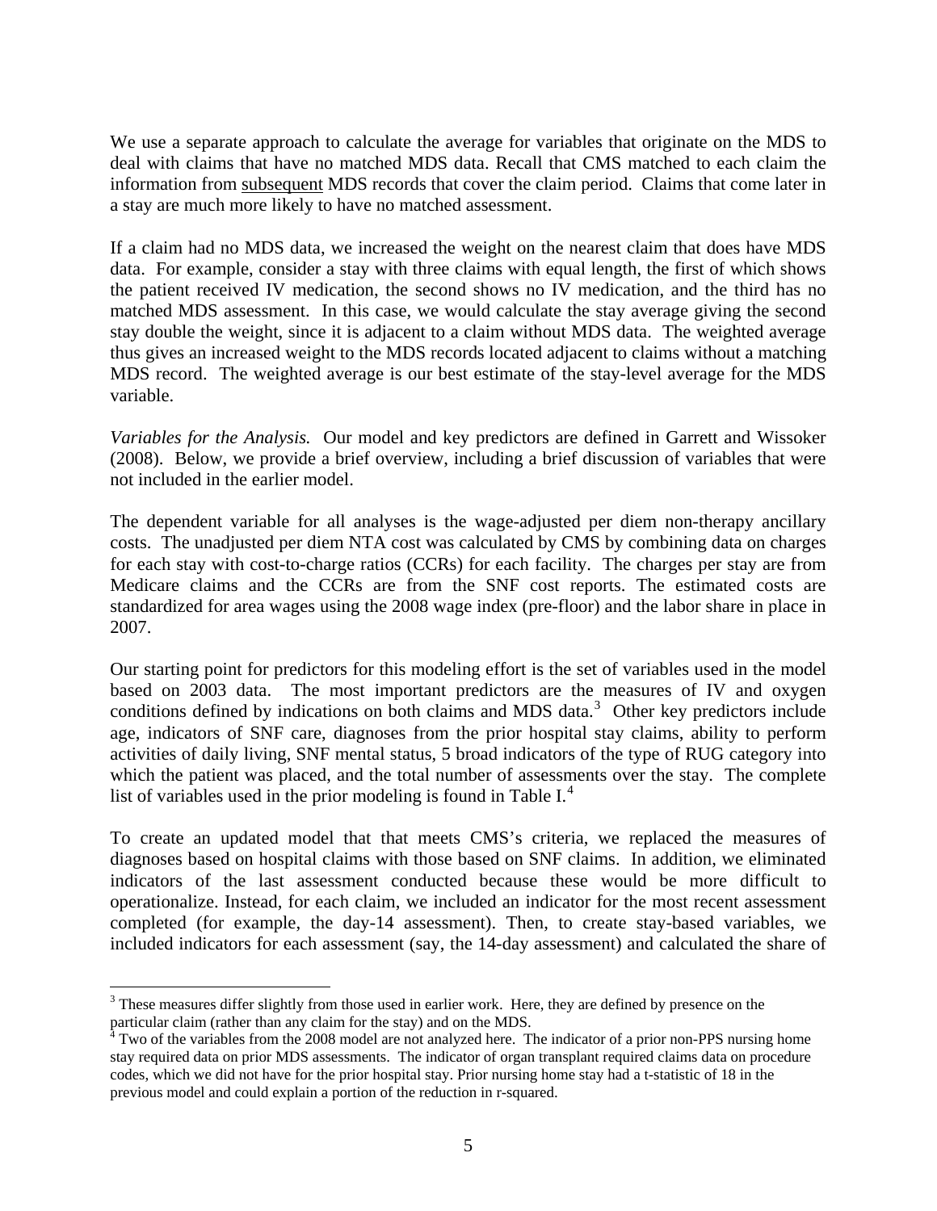We use a separate approach to calculate the average for variables that originate on the MDS to deal with claims that have no matched MDS data. Recall that CMS matched to each claim the information from subsequent MDS records that cover the claim period. Claims that come later in a stay are much more likely to have no matched assessment.

If a claim had no MDS data, we increased the weight on the nearest claim that does have MDS data. For example, consider a stay with three claims with equal length, the first of which shows the patient received IV medication, the second shows no IV medication, and the third has no matched MDS assessment. In this case, we would calculate the stay average giving the second stay double the weight, since it is adjacent to a claim without MDS data. The weighted average thus gives an increased weight to the MDS records located adjacent to claims without a matching MDS record. The weighted average is our best estimate of the stay-level average for the MDS variable.

*Variables for the Analysis.* Our model and key predictors are defined in Garrett and Wissoker (2008). Below, we provide a brief overview, including a brief discussion of variables that were not included in the earlier model.

The dependent variable for all analyses is the wage-adjusted per diem non-therapy ancillary costs. The unadjusted per diem NTA cost was calculated by CMS by combining data on charges for each stay with cost-to-charge ratios (CCRs) for each facility. The charges per stay are from Medicare claims and the CCRs are from the SNF cost reports. The estimated costs are standardized for area wages using the 2008 wage index (pre-floor) and the labor share in place in 2007.

Our starting point for predictors for this modeling effort is the set of variables used in the model based on 2003 data. The most important predictors are the measures of IV and oxygen conditions defined by indications on both claims and MDS data.[3] Other key predictors include age, indicators of SNF care, diagnoses from the prior hospital stay claims, ability to perform activities of daily living, SNF mental status, 5 broad indicators of the type of RUG category into which the patient was placed, and the total number of assessments over the stay. The complete list of variables used in the prior modeling is found in Table I.[4]

To create an updated model that that meets CMS's criteria, we replaced the measures of diagnoses based on hospital claims with those based on SNF claims. In addition, we eliminated indicators of the last assessment conducted because these would be more difficult to operationalize. Instead, for each claim, we included an indicator for the most recent assessment completed (for example, the day-14 assessment). Then, to create stay-based variables, we included indicators for each assessment (say, the 14-day assessment) and calculated the share of

---

[3] These measures differ slightly from those used in earlier work. Here, they are defined by presence on the particular claim (rather than any claim for the stay) and on the MDS.

[4] Two of the variables from the 2008 model are not analyzed here. The indicator of a prior non-PPS nursing home stay required data on prior MDS assessments. The indicator of organ transplant required claims data on procedure codes, which we did not have for the prior hospital stay. Prior nursing home stay had a t-statistic of 18 in the previous model and could explain a portion of the reduction in r-squared.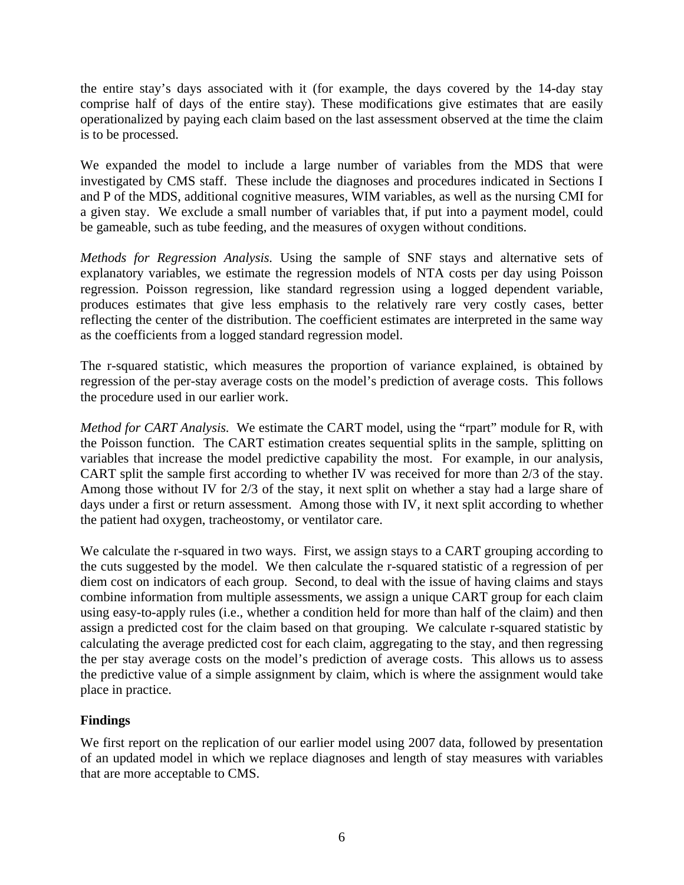the entire stay's days associated with it (for example, the days covered by the 14-day stay comprise half of days of the entire stay). These modifications give estimates that are easily operationalized by paying each claim based on the last assessment observed at the time the claim is to be processed.

We expanded the model to include a large number of variables from the MDS that were investigated by CMS staff. These include the diagnoses and procedures indicated in Sections I and P of the MDS, additional cognitive measures, WIM variables, as well as the nursing CMI for a given stay. We exclude a small number of variables that, if put into a payment model, could be gameable, such as tube feeding, and the measures of oxygen without conditions.

*Methods for Regression Analysis.* Using the sample of SNF stays and alternative sets of explanatory variables, we estimate the regression models of NTA costs per day using Poisson regression. Poisson regression, like standard regression using a logged dependent variable, produces estimates that give less emphasis to the relatively rare very costly cases, better reflecting the center of the distribution. The coefficient estimates are interpreted in the same way as the coefficients from a logged standard regression model.

The r-squared statistic, which measures the proportion of variance explained, is obtained by regression of the per-stay average costs on the model's prediction of average costs. This follows the procedure used in our earlier work.

*Method for CART Analysis.* We estimate the CART model, using the "rpart" module for R, with the Poisson function. The CART estimation creates sequential splits in the sample, splitting on variables that increase the model predictive capability the most. For example, in our analysis, CART split the sample first according to whether IV was received for more than 2/3 of the stay. Among those without IV for 2/3 of the stay, it next split on whether a stay had a large share of days under a first or return assessment. Among those with IV, it next split according to whether the patient had oxygen, tracheostomy, or ventilator care.

We calculate the r-squared in two ways. First, we assign stays to a CART grouping according to the cuts suggested by the model. We then calculate the r-squared statistic of a regression of per diem cost on indicators of each group. Second, to deal with the issue of having claims and stays combine information from multiple assessments, we assign a unique CART group for each claim using easy-to-apply rules (i.e., whether a condition held for more than half of the claim) and then assign a predicted cost for the claim based on that grouping. We calculate r-squared statistic by calculating the average predicted cost for each claim, aggregating to the stay, and then regressing the per stay average costs on the model's prediction of average costs. This allows us to assess the predictive value of a simple assignment by claim, which is where the assignment would take place in practice.

## Findings

We first report on the replication of our earlier model using 2007 data, followed by presentation of an updated model in which we replace diagnoses and length of stay measures with variables that are more acceptable to CMS.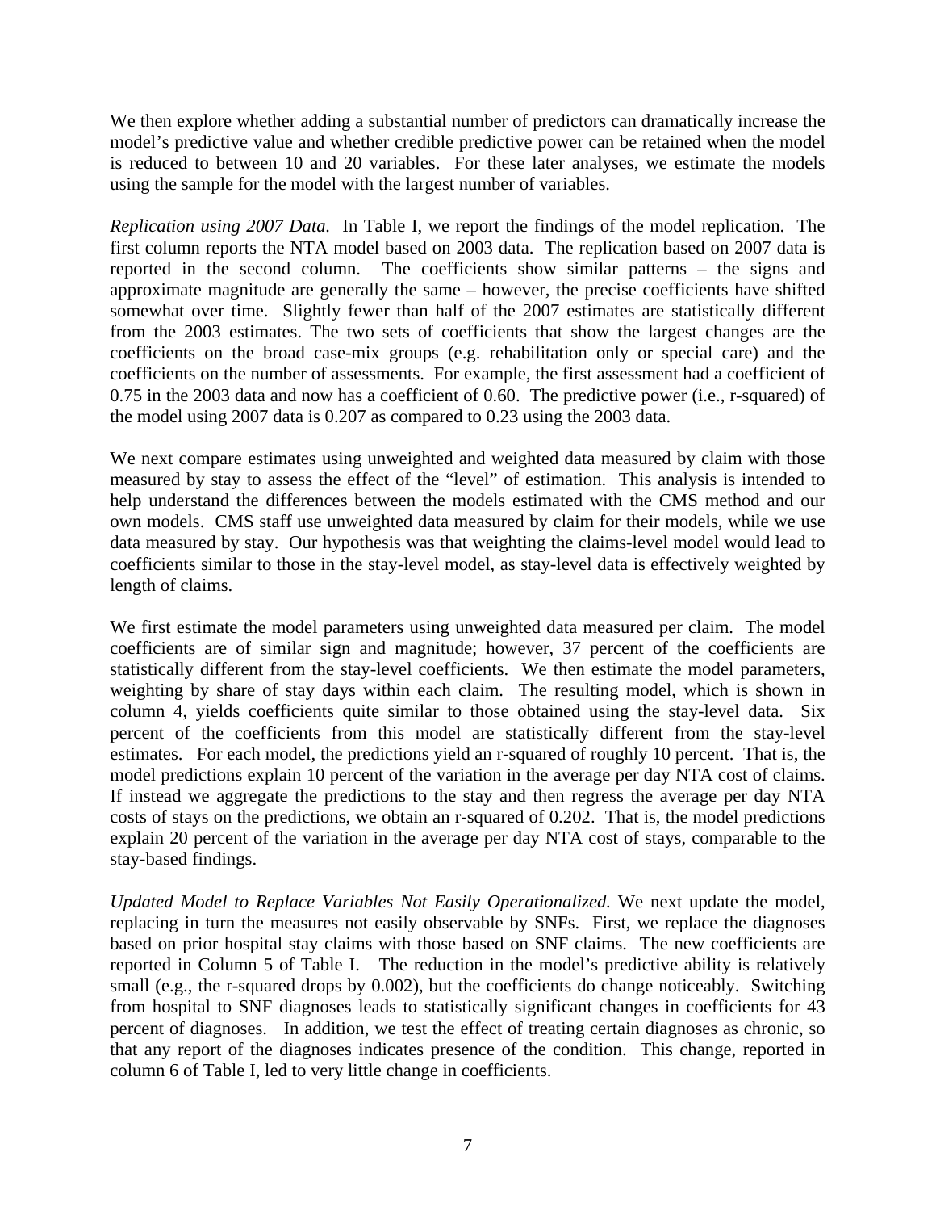We then explore whether adding a substantial number of predictors can dramatically increase the model's predictive value and whether credible predictive power can be retained when the model is reduced to between 10 and 20 variables. For these later analyses, we estimate the models using the sample for the model with the largest number of variables.

*Replication using 2007 Data.* In Table I, we report the findings of the model replication. The first column reports the NTA model based on 2003 data. The replication based on 2007 data is reported in the second column. The coefficients show similar patterns – the signs and approximate magnitude are generally the same – however, the precise coefficients have shifted somewhat over time. Slightly fewer than half of the 2007 estimates are statistically different from the 2003 estimates. The two sets of coefficients that show the largest changes are the coefficients on the broad case-mix groups (e.g. rehabilitation only or special care) and the coefficients on the number of assessments. For example, the first assessment had a coefficient of 0.75 in the 2003 data and now has a coefficient of 0.60. The predictive power (i.e., r-squared) of the model using 2007 data is 0.207 as compared to 0.23 using the 2003 data.

We next compare estimates using unweighted and weighted data measured by claim with those measured by stay to assess the effect of the "level" of estimation. This analysis is intended to help understand the differences between the models estimated with the CMS method and our own models. CMS staff use unweighted data measured by claim for their models, while we use data measured by stay. Our hypothesis was that weighting the claims-level model would lead to coefficients similar to those in the stay-level model, as stay-level data is effectively weighted by length of claims.

We first estimate the model parameters using unweighted data measured per claim. The model coefficients are of similar sign and magnitude; however, 37 percent of the coefficients are statistically different from the stay-level coefficients. We then estimate the model parameters, weighting by share of stay days within each claim. The resulting model, which is shown in column 4, yields coefficients quite similar to those obtained using the stay-level data. Six percent of the coefficients from this model are statistically different from the stay-level estimates. For each model, the predictions yield an r-squared of roughly 10 percent. That is, the model predictions explain 10 percent of the variation in the average per day NTA cost of claims. If instead we aggregate the predictions to the stay and then regress the average per day NTA costs of stays on the predictions, we obtain an r-squared of 0.202. That is, the model predictions explain 20 percent of the variation in the average per day NTA cost of stays, comparable to the stay-based findings.

*Updated Model to Replace Variables Not Easily Operationalized.* We next update the model, replacing in turn the measures not easily observable by SNFs. First, we replace the diagnoses based on prior hospital stay claims with those based on SNF claims. The new coefficients are reported in Column 5 of Table I. The reduction in the model's predictive ability is relatively small (e.g., the r-squared drops by 0.002), but the coefficients do change noticeably. Switching from hospital to SNF diagnoses leads to statistically significant changes in coefficients for 43 percent of diagnoses. In addition, we test the effect of treating certain diagnoses as chronic, so that any report of the diagnoses indicates presence of the condition. This change, reported in column 6 of Table I, led to very little change in coefficients.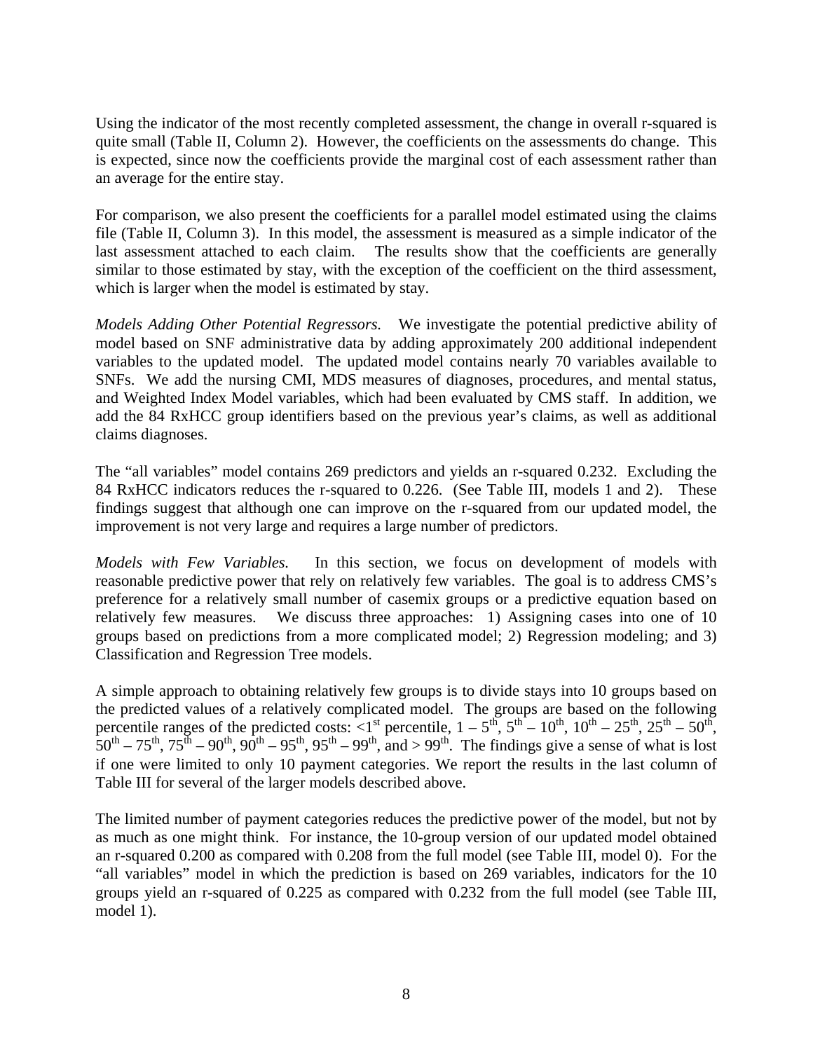Using the indicator of the most recently completed assessment, the change in overall r-squared is quite small (Table II, Column 2). However, the coefficients on the assessments do change. This is expected, since now the coefficients provide the marginal cost of each assessment rather than an average for the entire stay.

For comparison, we also present the coefficients for a parallel model estimated using the claims file (Table II, Column 3). In this model, the assessment is measured as a simple indicator of the last assessment attached to each claim. The results show that the coefficients are generally similar to those estimated by stay, with the exception of the coefficient on the third assessment, which is larger when the model is estimated by stay.

*Models Adding Other Potential Regressors.* We investigate the potential predictive ability of model based on SNF administrative data by adding approximately 200 additional independent variables to the updated model. The updated model contains nearly 70 variables available to SNFs. We add the nursing CMI, MDS measures of diagnoses, procedures, and mental status, and Weighted Index Model variables, which had been evaluated by CMS staff. In addition, we add the 84 RxHCC group identifiers based on the previous year's claims, as well as additional claims diagnoses.

The "all variables" model contains 269 predictors and yields an r-squared 0.232. Excluding the 84 RxHCC indicators reduces the r-squared to 0.226. (See Table III, models 1 and 2). These findings suggest that although one can improve on the r-squared from our updated model, the improvement is not very large and requires a large number of predictors.

*Models with Few Variables.* In this section, we focus on development of models with reasonable predictive power that rely on relatively few variables. The goal is to address CMS's preference for a relatively small number of casemix groups or a predictive equation based on relatively few measures. We discuss three approaches: 1) Assigning cases into one of 10 groups based on predictions from a more complicated model; 2) Regression modeling; and 3) Classification and Regression Tree models.

A simple approach to obtaining relatively few groups is to divide stays into 10 groups based on the predicted values of a relatively complicated model. The groups are based on the following percentile ranges of the predicted costs: <1st percentile, 1 – 5th, 5th – 10th, 10th – 25th, 25th – 50th, 50th – 75th, 75th – 90th, 90th – 95th, 95th – 99th, and > 99th. The findings give a sense of what is lost if one were limited to only 10 payment categories. We report the results in the last column of Table III for several of the larger models described above.

The limited number of payment categories reduces the predictive power of the model, but not by as much as one might think. For instance, the 10-group version of our updated model obtained an r-squared 0.200 as compared with 0.208 from the full model (see Table III, model 0). For the "all variables" model in which the prediction is based on 269 variables, indicators for the 10 groups yield an r-squared of 0.225 as compared with 0.232 from the full model (see Table III, model 1).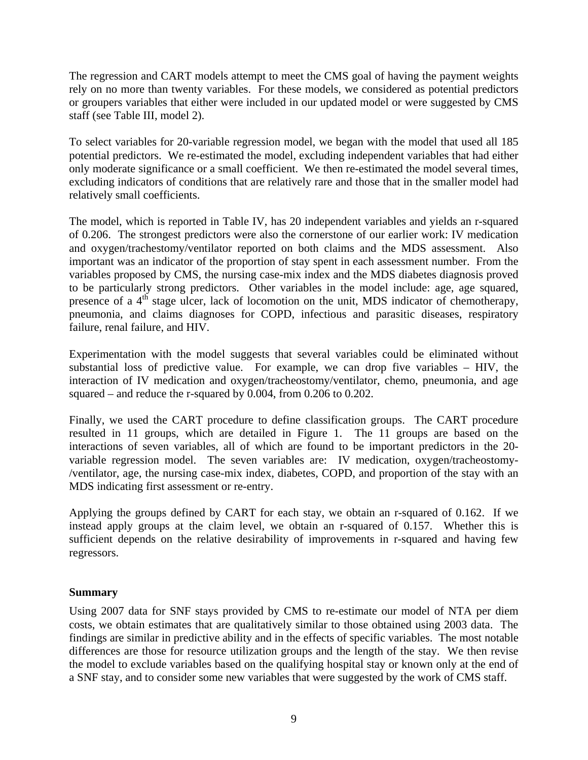The regression and CART models attempt to meet the CMS goal of having the payment weights rely on no more than twenty variables. For these models, we considered as potential predictors or groupers variables that either were included in our updated model or were suggested by CMS staff (see Table III, model 2).

To select variables for 20-variable regression model, we began with the model that used all 185 potential predictors. We re-estimated the model, excluding independent variables that had either only moderate significance or a small coefficient. We then re-estimated the model several times, excluding indicators of conditions that are relatively rare and those that in the smaller model had relatively small coefficients.

The model, which is reported in Table IV, has 20 independent variables and yields an r-squared of 0.206. The strongest predictors were also the cornerstone of our earlier work: IV medication and oxygen/trachestomy/ventilator reported on both claims and the MDS assessment. Also important was an indicator of the proportion of stay spent in each assessment number. From the variables proposed by CMS, the nursing case-mix index and the MDS diabetes diagnosis proved to be particularly strong predictors. Other variables in the model include: age, age squared, presence of a 4th stage ulcer, lack of locomotion on the unit, MDS indicator of chemotherapy, pneumonia, and claims diagnoses for COPD, infectious and parasitic diseases, respiratory failure, renal failure, and HIV.

Experimentation with the model suggests that several variables could be eliminated without substantial loss of predictive value. For example, we can drop five variables – HIV, the interaction of IV medication and oxygen/tracheostomy/ventilator, chemo, pneumonia, and age squared – and reduce the r-squared by 0.004, from 0.206 to 0.202.

Finally, we used the CART procedure to define classification groups. The CART procedure resulted in 11 groups, which are detailed in Figure 1. The 11 groups are based on the interactions of seven variables, all of which are found to be important predictors in the 20-variable regression model. The seven variables are: IV medication, oxygen/tracheostomy-/ventilator, age, the nursing case-mix index, diabetes, COPD, and proportion of the stay with an MDS indicating first assessment or re-entry.

Applying the groups defined by CART for each stay, we obtain an r-squared of 0.162. If we instead apply groups at the claim level, we obtain an r-squared of 0.157. Whether this is sufficient depends on the relative desirability of improvements in r-squared and having few regressors.

**Summary**

Using 2007 data for SNF stays provided by CMS to re-estimate our model of NTA per diem costs, we obtain estimates that are qualitatively similar to those obtained using 2003 data. The findings are similar in predictive ability and in the effects of specific variables. The most notable differences are those for resource utilization groups and the length of the stay. We then revise the model to exclude variables based on the qualifying hospital stay or known only at the end of a SNF stay, and to consider some new variables that were suggested by the work of CMS staff.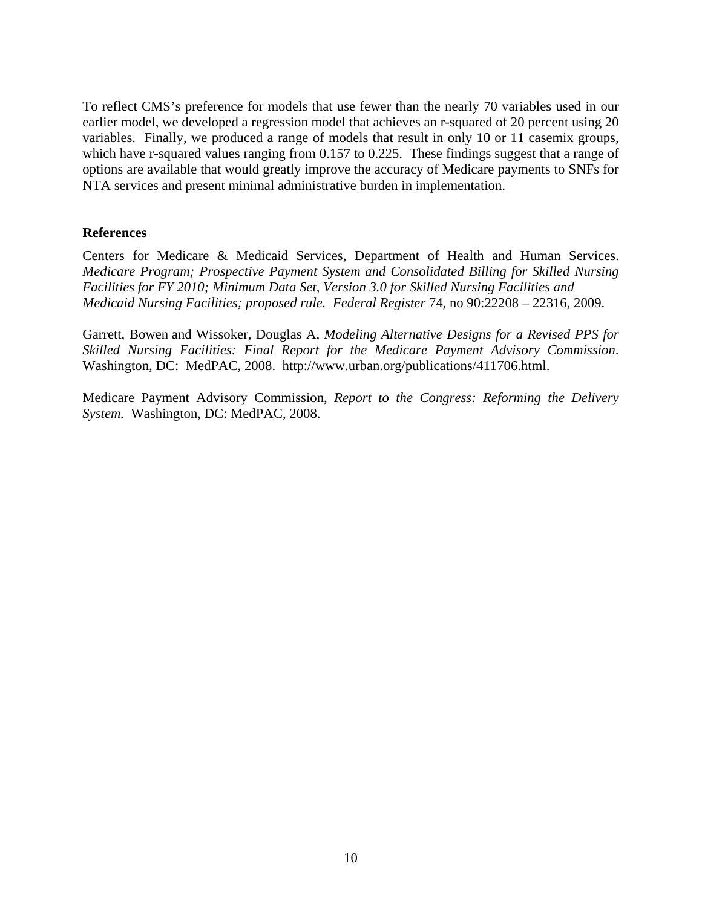To reflect CMS's preference for models that use fewer than the nearly 70 variables used in our earlier model, we developed a regression model that achieves an r-squared of 20 percent using 20 variables. Finally, we produced a range of models that result in only 10 or 11 casemix groups, which have r-squared values ranging from 0.157 to 0.225. These findings suggest that a range of options are available that would greatly improve the accuracy of Medicare payments to SNFs for NTA services and present minimal administrative burden in implementation.

**References**

Centers for Medicare & Medicaid Services, Department of Health and Human Services. *Medicare Program; Prospective Payment System and Consolidated Billing for Skilled Nursing Facilities for FY 2010; Minimum Data Set, Version 3.0 for Skilled Nursing Facilities and Medicaid Nursing Facilities; proposed rule. Federal Register* 74, no 90:22208 – 22316, 2009.

Garrett, Bowen and Wissoker, Douglas A, *Modeling Alternative Designs for a Revised PPS for Skilled Nursing Facilities: Final Report for the Medicare Payment Advisory Commission*. Washington, DC: MedPAC, 2008. http://www.urban.org/publications/411706.html.

Medicare Payment Advisory Commission, *Report to the Congress: Reforming the Delivery System.* Washington, DC: MedPAC, 2008.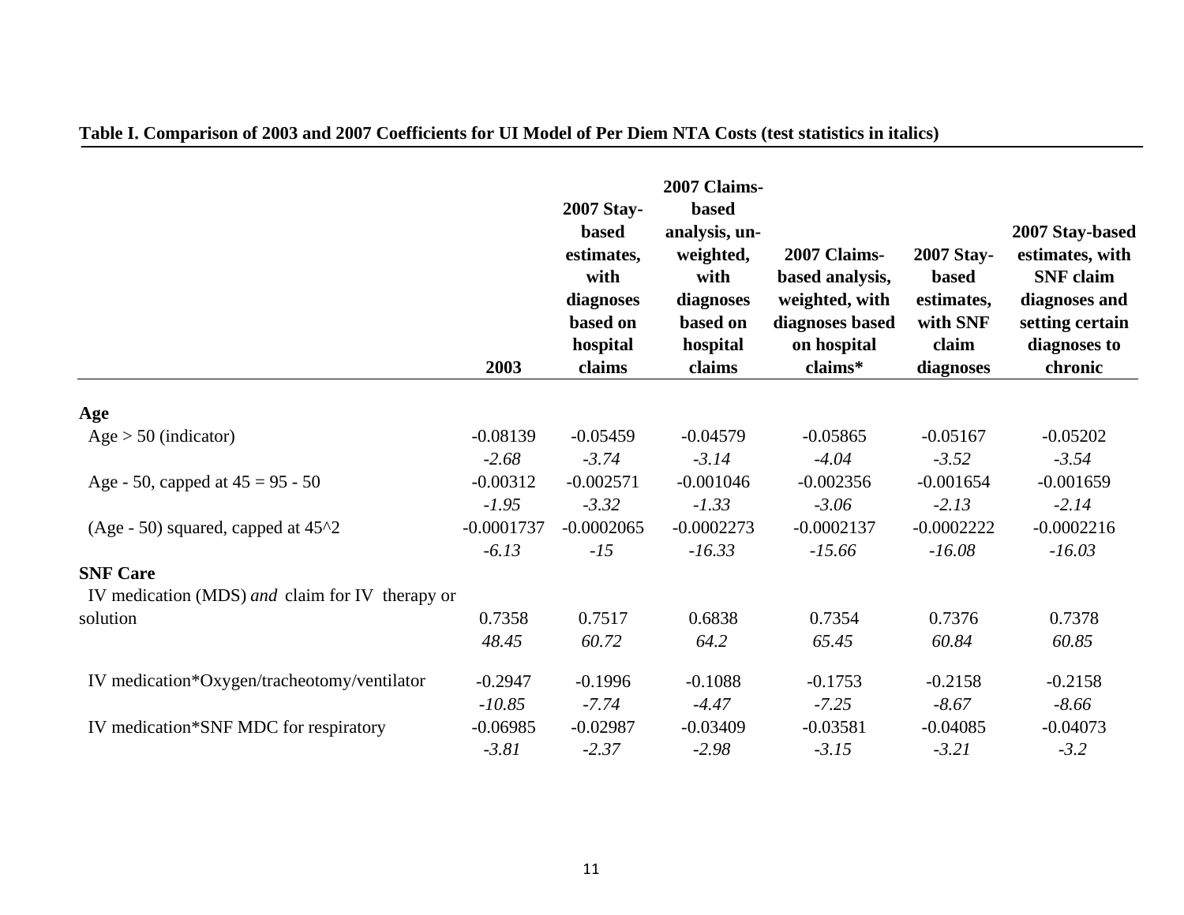**Table I. Comparison of 2003 and 2007 Coefficients for UI Model of Per Diem NTA Costs (test statistics in italics)**

| | 2003 | 2007 Stay-based estimates, with diagnoses based on hospital claims | 2007 Claims-based analysis, un-weighted, with diagnoses based on hospital claims | 2007 Claims-based analysis, weighted, with diagnoses based on hospital claims* | 2007 Stay-based estimates, with SNF claim diagnoses | 2007 Stay-based estimates, with SNF claim diagnoses and setting certain diagnoses to chronic |
|---|---|---|---|---|---|---|
| **Age** | | | | | | |
| Age > 50 (indicator) | -0.08139 | -0.05459 | -0.04579 | -0.05865 | -0.05167 | -0.05202 |
| | *-2.68* | *-3.74* | *-3.14* | *-4.04* | *-3.52* | *-3.54* |
| Age - 50, capped at 45 = 95 - 50 | -0.00312 | -0.002571 | -0.001046 | -0.002356 | -0.001654 | -0.001659 |
| | *-1.95* | *-3.32* | *-1.33* | *-3.06* | *-2.13* | *-2.14* |
| (Age - 50) squared, capped at 45^2 | -0.0001737 | -0.0002065 | -0.0002273 | -0.0002137 | -0.0002222 | -0.0002216 |
| | *-6.13* | *-15* | *-16.33* | *-15.66* | *-16.08* | *-16.03* |
| **SNF Care** | | | | | | |
| IV medication (MDS) *and* claim for IV therapy or solution | 0.7358 | 0.7517 | 0.6838 | 0.7354 | 0.7376 | 0.7378 |
| | *48.45* | *60.72* | *64.2* | *65.45* | *60.84* | *60.85* |
| IV medication*Oxygen/tracheotomy/ventilator | -0.2947 | -0.1996 | -0.1088 | -0.1753 | -0.2158 | -0.2158 |
| | *-10.85* | *-7.74* | *-4.47* | *-7.25* | *-8.67* | *-8.66* |
| IV medication*SNF MDC for respiratory | -0.06985 | -0.02987 | -0.03409 | -0.03581 | -0.04085 | -0.04073 |
| | *-3.81* | *-2.37* | *-2.98* | *-3.15* | *-3.21* | *-3.2* |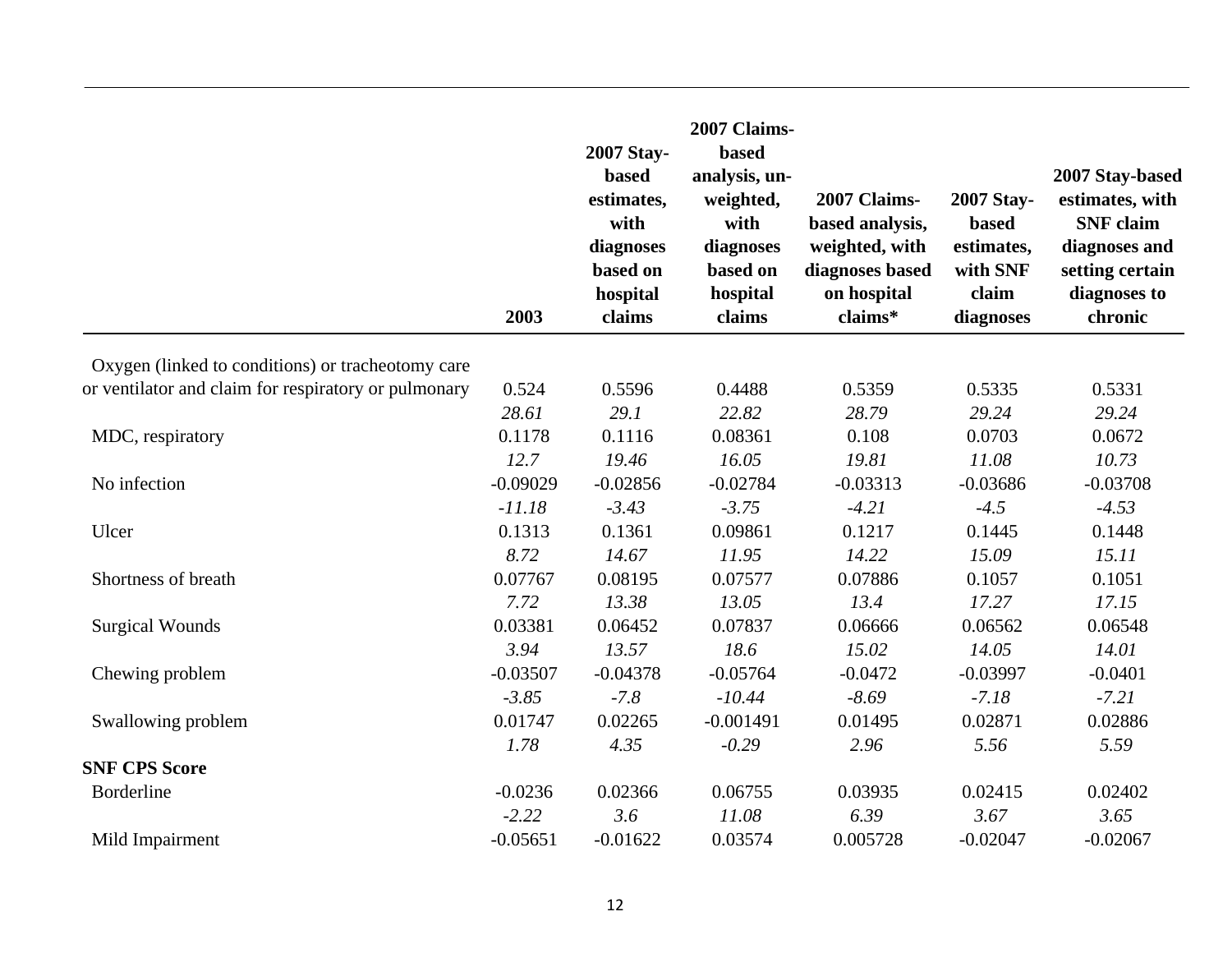| | 2003 | 2007 Stay-based estimates, with diagnoses based on hospital claims | 2007 Claims-based analysis, un-weighted, with diagnoses based on hospital claims | 2007 Claims-based analysis, weighted, with diagnoses based on hospital claims* | 2007 Stay-based estimates, with SNF claim diagnoses | 2007 Stay-based estimates, with SNF claim diagnoses and setting certain diagnoses to chronic |
|---|---|---|---|---|---|---|
| Oxygen (linked to conditions) or tracheotomy care or ventilator and claim for respiratory or pulmonary | 0.524 | 0.5596 | 0.4488 | 0.5359 | 0.5335 | 0.5331 |
| | *28.61* | *29.1* | *22.82* | *28.79* | *29.24* | *29.24* |
| MDC, respiratory | 0.1178 | 0.1116 | 0.08361 | 0.108 | 0.0703 | 0.0672 |
| | *12.7* | *19.46* | *16.05* | *19.81* | *11.08* | *10.73* |
| No infection | -0.09029 | -0.02856 | -0.02784 | -0.03313 | -0.03686 | -0.03708 |
| | *-11.18* | *-3.43* | *-3.75* | *-4.21* | *-4.5* | *-4.53* |
| Ulcer | 0.1313 | 0.1361 | 0.09861 | 0.1217 | 0.1445 | 0.1448 |
| | *8.72* | *14.67* | *11.95* | *14.22* | *15.09* | *15.11* |
| Shortness of breath | 0.07767 | 0.08195 | 0.07577 | 0.07886 | 0.1057 | 0.1051 |
| | *7.72* | *13.38* | *13.05* | *13.4* | *17.27* | *17.15* |
| Surgical Wounds | 0.03381 | 0.06452 | 0.07837 | 0.06666 | 0.06562 | 0.06548 |
| | *3.94* | *13.57* | *18.6* | *15.02* | *14.05* | *14.01* |
| Chewing problem | -0.03507 | -0.04378 | -0.05764 | -0.0472 | -0.03997 | -0.0401 |
| | *-3.85* | *-7.8* | *-10.44* | *-8.69* | *-7.18* | *-7.21* |
| Swallowing problem | 0.01747 | 0.02265 | -0.001491 | 0.01495 | 0.02871 | 0.02886 |
| | *1.78* | *4.35* | *-0.29* | *2.96* | *5.56* | *5.59* |
| **SNF CPS Score** | | | | | | |
| Borderline | -0.0236 | 0.02366 | 0.06755 | 0.03935 | 0.02415 | 0.02402 |
| | *-2.22* | *3.6* | *11.08* | *6.39* | *3.67* | *3.65* |
| Mild Impairment | -0.05651 | -0.01622 | 0.03574 | 0.005728 | -0.02047 | -0.02067 |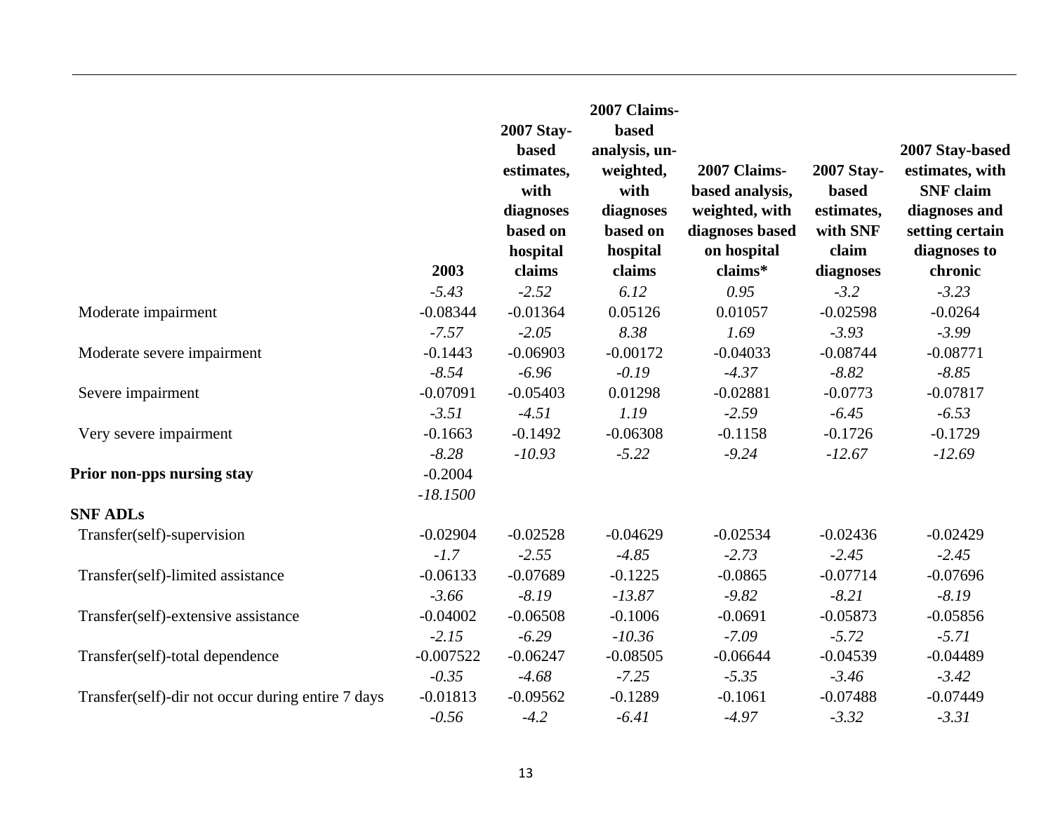| | 2003 | 2007 Stay-based estimates, with diagnoses based on hospital claims | 2007 Claims-based analysis, un-weighted, with diagnoses based on hospital claims | 2007 Claims-based analysis, weighted, with diagnoses based on hospital claims* | 2007 Stay-based estimates, with SNF claim diagnoses | 2007 Stay-based estimates, with SNF claim diagnoses and setting certain diagnoses to chronic |
|---|---|---|---|---|---|---|
| | *-5.43* | *-2.52* | *6.12* | *0.95* | *-3.2* | *-3.23* |
| Moderate impairment | -0.08344 | -0.01364 | 0.05126 | 0.01057 | -0.02598 | -0.0264 |
| | *-7.57* | *-2.05* | *8.38* | *1.69* | *-3.93* | *-3.99* |
| Moderate severe impairment | -0.1443 | -0.06903 | -0.00172 | -0.04033 | -0.08744 | -0.08771 |
| | *-8.54* | *-6.96* | *-0.19* | *-4.37* | *-8.82* | *-8.85* |
| Severe impairment | -0.07091 | -0.05403 | 0.01298 | -0.02881 | -0.0773 | -0.07817 |
| | *-3.51* | *-4.51* | *1.19* | *-2.59* | *-6.45* | *-6.53* |
| Very severe impairment | -0.1663 | -0.1492 | -0.06308 | -0.1158 | -0.1726 | -0.1729 |
| | *-8.28* | *-10.93* | *-5.22* | *-9.24* | *-12.67* | *-12.69* |
| **Prior non-pps nursing stay** | -0.2004 | | | | | |
| | *-18.1500* | | | | | |
| **SNF ADLs** | | | | | | |
| Transfer(self)-supervision | -0.02904 | -0.02528 | -0.04629 | -0.02534 | -0.02436 | -0.02429 |
| | *-1.7* | *-2.55* | *-4.85* | *-2.73* | *-2.45* | *-2.45* |
| Transfer(self)-limited assistance | -0.06133 | -0.07689 | -0.1225 | -0.0865 | -0.07714 | -0.07696 |
| | *-3.66* | *-8.19* | *-13.87* | *-9.82* | *-8.21* | *-8.19* |
| Transfer(self)-extensive assistance | -0.04002 | -0.06508 | -0.1006 | -0.0691 | -0.05873 | -0.05856 |
| | *-2.15* | *-6.29* | *-10.36* | *-7.09* | *-5.72* | *-5.71* |
| Transfer(self)-total dependence | -0.007522 | -0.06247 | -0.08505 | -0.06644 | -0.04539 | -0.04489 |
| | *-0.35* | *-4.68* | *-7.25* | *-5.35* | *-3.46* | *-3.42* |
| Transfer(self)-dir not occur during entire 7 days | -0.01813 | -0.09562 | -0.1289 | -0.1061 | -0.07488 | -0.07449 |
| | *-0.56* | *-4.2* | *-6.41* | *-4.97* | *-3.32* | *-3.31* |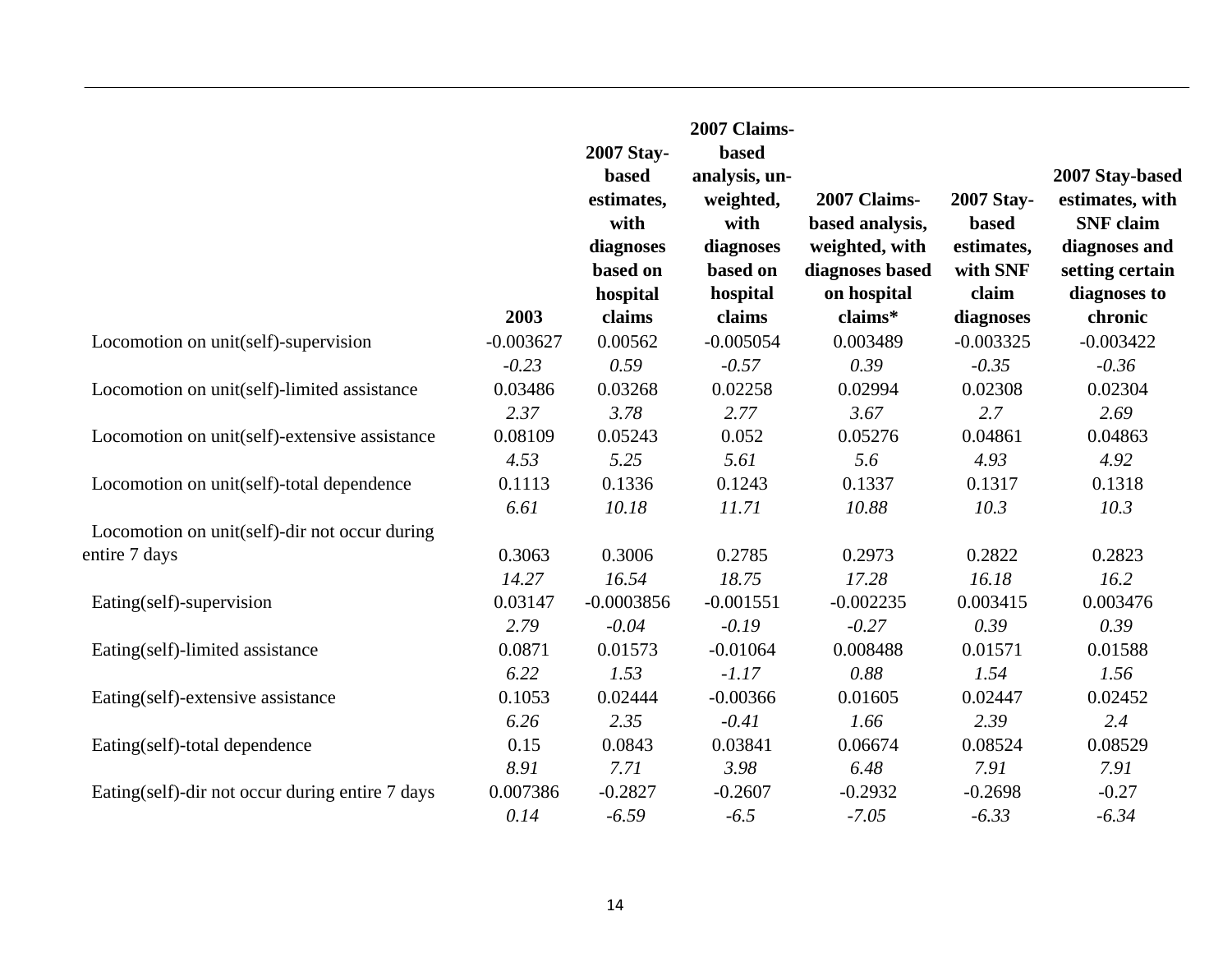| | 2003 | 2007 Stay-based estimates, with diagnoses based on hospital claims | 2007 Claims-based analysis, un-weighted, with diagnoses based on hospital claims | 2007 Claims-based analysis, weighted, with diagnoses based on hospital claims* | 2007 Stay-based estimates, with SNF claim diagnoses | 2007 Stay-based estimates, with SNF claim diagnoses and setting certain diagnoses to chronic |
|---|---|---|---|---|---|---|
| Locomotion on unit(self)-supervision | -0.003627 | 0.00562 | -0.005054 | 0.003489 | -0.003325 | -0.003422 |
| | *-0.23* | *0.59* | *-0.57* | *0.39* | *-0.35* | *-0.36* |
| Locomotion on unit(self)-limited assistance | 0.03486 | 0.03268 | 0.02258 | 0.02994 | 0.02308 | 0.02304 |
| | *2.37* | *3.78* | *2.77* | *3.67* | *2.7* | *2.69* |
| Locomotion on unit(self)-extensive assistance | 0.08109 | 0.05243 | 0.052 | 0.05276 | 0.04861 | 0.04863 |
| | *4.53* | *5.25* | *5.61* | *5.6* | *4.93* | *4.92* |
| Locomotion on unit(self)-total dependence | 0.1113 | 0.1336 | 0.1243 | 0.1337 | 0.1317 | 0.1318 |
| | *6.61* | *10.18* | *11.71* | *10.88* | *10.3* | *10.3* |
| Locomotion on unit(self)-dir not occur during entire 7 days | 0.3063 | 0.3006 | 0.2785 | 0.2973 | 0.2822 | 0.2823 |
| | *14.27* | *16.54* | *18.75* | *17.28* | *16.18* | *16.2* |
| Eating(self)-supervision | 0.03147 | -0.0003856 | -0.001551 | -0.002235 | 0.003415 | 0.003476 |
| | *2.79* | *-0.04* | *-0.19* | *-0.27* | *0.39* | *0.39* |
| Eating(self)-limited assistance | 0.0871 | 0.01573 | -0.01064 | 0.008488 | 0.01571 | 0.01588 |
| | *6.22* | *1.53* | *-1.17* | *0.88* | *1.54* | *1.56* |
| Eating(self)-extensive assistance | 0.1053 | 0.02444 | -0.00366 | 0.01605 | 0.02447 | 0.02452 |
| | *6.26* | *2.35* | *-0.41* | *1.66* | *2.39* | *2.4* |
| Eating(self)-total dependence | 0.15 | 0.0843 | 0.03841 | 0.06674 | 0.08524 | 0.08529 |
| | *8.91* | *7.71* | *3.98* | *6.48* | *7.91* | *7.91* |
| Eating(self)-dir not occur during entire 7 days | 0.007386 | -0.2827 | -0.2607 | -0.2932 | -0.2698 | -0.27 |
| | *0.14* | *-6.59* | *-6.5* | *-7.05* | *-6.33* | *-6.34* |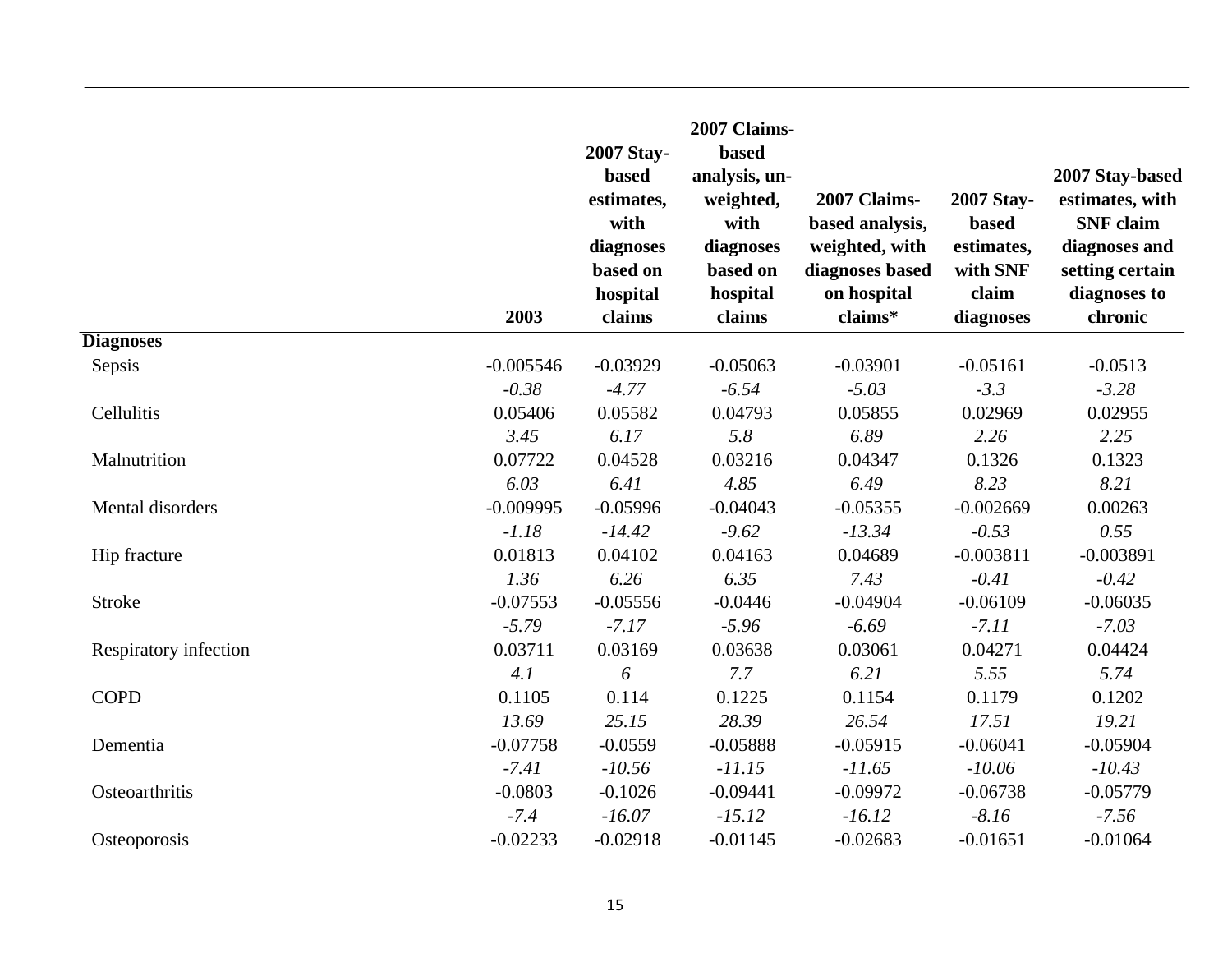| | 2003 | 2007 Stay-based estimates, with diagnoses based on hospital claims | 2007 Claims-based analysis, un-weighted, with diagnoses based on hospital claims | 2007 Claims-based analysis, weighted, with diagnoses based on hospital claims* | 2007 Stay-based estimates, with SNF claim diagnoses | 2007 Stay-based estimates, with SNF claim diagnoses and setting certain diagnoses to chronic |
|---|---|---|---|---|---|---|
| **Diagnoses** | | | | | | |
| Sepsis | -0.005546 | -0.03929 | -0.05063 | -0.03901 | -0.05161 | -0.0513 |
| | *-0.38* | *-4.77* | *-6.54* | *-5.03* | *-3.3* | *-3.28* |
| Cellulitis | 0.05406 | 0.05582 | 0.04793 | 0.05855 | 0.02969 | 0.02955 |
| | *3.45* | *6.17* | *5.8* | *6.89* | *2.26* | *2.25* |
| Malnutrition | 0.07722 | 0.04528 | 0.03216 | 0.04347 | 0.1326 | 0.1323 |
| | *6.03* | *6.41* | *4.85* | *6.49* | *8.23* | *8.21* |
| Mental disorders | -0.009995 | -0.05996 | -0.04043 | -0.05355 | -0.002669 | 0.00263 |
| | *-1.18* | *-14.42* | *-9.62* | *-13.34* | *-0.53* | *0.55* |
| Hip fracture | 0.01813 | 0.04102 | 0.04163 | 0.04689 | -0.003811 | -0.003891 |
| | *1.36* | *6.26* | *6.35* | *7.43* | *-0.41* | *-0.42* |
| Stroke | -0.07553 | -0.05556 | -0.0446 | -0.04904 | -0.06109 | -0.06035 |
| | *-5.79* | *-7.17* | *-5.96* | *-6.69* | *-7.11* | *-7.03* |
| Respiratory infection | 0.03711 | 0.03169 | 0.03638 | 0.03061 | 0.04271 | 0.04424 |
| | *4.1* | *6* | *7.7* | *6.21* | *5.55* | *5.74* |
| COPD | 0.1105 | 0.114 | 0.1225 | 0.1154 | 0.1179 | 0.1202 |
| | *13.69* | *25.15* | *28.39* | *26.54* | *17.51* | *19.21* |
| Dementia | -0.07758 | -0.0559 | -0.05888 | -0.05915 | -0.06041 | -0.05904 |
| | *-7.41* | *-10.56* | *-11.15* | *-11.65* | *-10.06* | *-10.43* |
| Osteoarthritis | -0.0803 | -0.1026 | -0.09441 | -0.09972 | -0.06738 | -0.05779 |
| | *-7.4* | *-16.07* | *-15.12* | *-16.12* | *-8.16* | *-7.56* |
| Osteoporosis | -0.02233 | -0.02918 | -0.01145 | -0.02683 | -0.01651 | -0.01064 |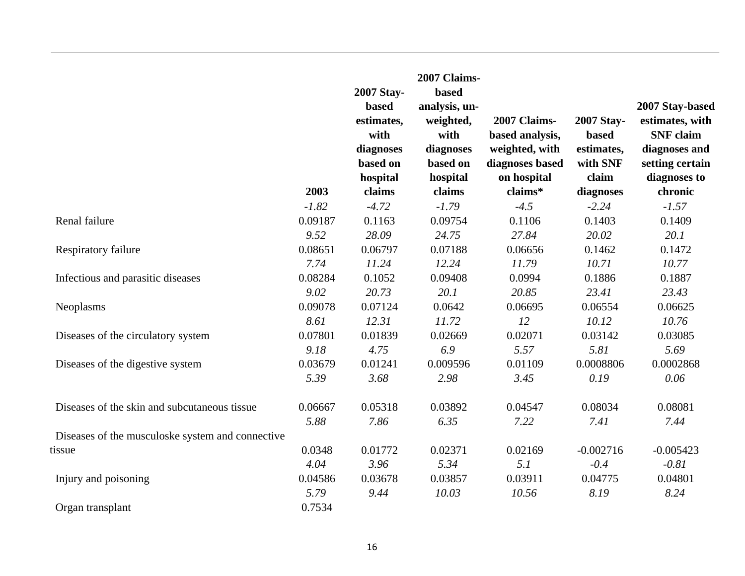| | 2003 | 2007 Stay-based estimates, with diagnoses based on hospital claims | 2007 Claims-based analysis, un-weighted, with diagnoses based on hospital claims | 2007 Claims-based analysis, weighted, with diagnoses based on hospital claims* | 2007 Stay-based estimates, with SNF claim diagnoses | 2007 Stay-based estimates, with SNF claim diagnoses and setting certain diagnoses to chronic |
|---|---|---|---|---|---|---|
| | *-1.82* | *-4.72* | *-1.79* | *-4.5* | *-2.24* | *-1.57* |
| Renal failure | 0.09187 | 0.1163 | 0.09754 | 0.1106 | 0.1403 | 0.1409 |
| | *9.52* | *28.09* | *24.75* | *27.84* | *20.02* | *20.1* |
| Respiratory failure | 0.08651 | 0.06797 | 0.07188 | 0.06656 | 0.1462 | 0.1472 |
| | *7.74* | *11.24* | *12.24* | *11.79* | *10.71* | *10.77* |
| Infectious and parasitic diseases | 0.08284 | 0.1052 | 0.09408 | 0.0994 | 0.1886 | 0.1887 |
| | *9.02* | *20.73* | *20.1* | *20.85* | *23.41* | *23.43* |
| Neoplasms | 0.09078 | 0.07124 | 0.0642 | 0.06695 | 0.06554 | 0.06625 |
| | *8.61* | *12.31* | *11.72* | *12* | *10.12* | *10.76* |
| Diseases of the circulatory system | 0.07801 | 0.01839 | 0.02669 | 0.02071 | 0.03142 | 0.03085 |
| | *9.18* | *4.75* | *6.9* | *5.57* | *5.81* | *5.69* |
| Diseases of the digestive system | 0.03679 | 0.01241 | 0.009596 | 0.01109 | 0.0008806 | 0.0002868 |
| | *5.39* | *3.68* | *2.98* | *3.45* | *0.19* | *0.06* |
| Diseases of the skin and subcutaneous tissue | 0.06667 | 0.05318 | 0.03892 | 0.04547 | 0.08034 | 0.08081 |
| | *5.88* | *7.86* | *6.35* | *7.22* | *7.41* | *7.44* |
| Diseases of the musculoske system and connective tissue | 0.0348 | 0.01772 | 0.02371 | 0.02169 | -0.002716 | -0.005423 |
| | *4.04* | *3.96* | *5.34* | *5.1* | *-0.4* | *-0.81* |
| Injury and poisoning | 0.04586 | 0.03678 | 0.03857 | 0.03911 | 0.04775 | 0.04801 |
| | *5.79* | *9.44* | *10.03* | *10.56* | *8.19* | *8.24* |
| Organ transplant | 0.7534 | | | | | |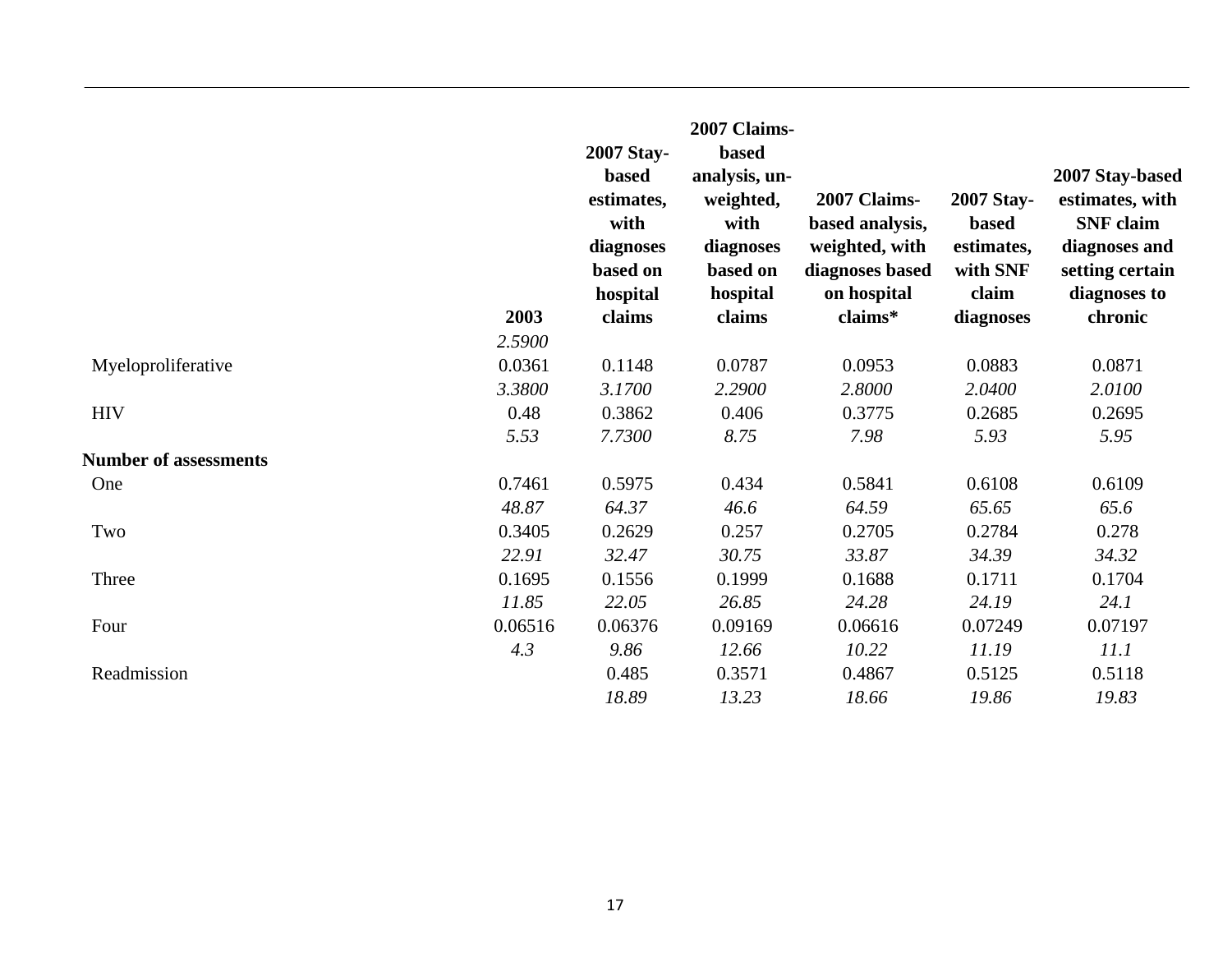| | 2003 | 2007 Stay-based estimates, with diagnoses based on hospital claims | 2007 Claims-based analysis, un-weighted, with diagnoses based on hospital claims | 2007 Claims-based analysis, weighted, with diagnoses based on hospital claims* | 2007 Stay-based estimates, with SNF claim diagnoses | 2007 Stay-based estimates, with SNF claim diagnoses and setting certain diagnoses to chronic |
|---|---|---|---|---|---|---|
| | *2.5900* | | | | | |
| Myeloproliferative | 0.0361 | 0.1148 | 0.0787 | 0.0953 | 0.0883 | 0.0871 |
| | *3.3800* | *3.1700* | *2.2900* | *2.8000* | *2.0400* | *2.0100* |
| HIV | 0.48 | 0.3862 | 0.406 | 0.3775 | 0.2685 | 0.2695 |
| | *5.53* | *7.7300* | *8.75* | *7.98* | *5.93* | *5.95* |
| **Number of assessments** | | | | | | |
| One | 0.7461 | 0.5975 | 0.434 | 0.5841 | 0.6108 | 0.6109 |
| | *48.87* | *64.37* | *46.6* | *64.59* | *65.65* | *65.6* |
| Two | 0.3405 | 0.2629 | 0.257 | 0.2705 | 0.2784 | 0.278 |
| | *22.91* | *32.47* | *30.75* | *33.87* | *34.39* | *34.32* |
| Three | 0.1695 | 0.1556 | 0.1999 | 0.1688 | 0.1711 | 0.1704 |
| | *11.85* | *22.05* | *26.85* | *24.28* | *24.19* | *24.1* |
| Four | 0.06516 | 0.06376 | 0.09169 | 0.06616 | 0.07249 | 0.07197 |
| | *4.3* | *9.86* | *12.66* | *10.22* | *11.19* | *11.1* |
| Readmission | | 0.485 | 0.3571 | 0.4867 | 0.5125 | 0.5118 |
| | | *18.89* | *13.23* | *18.66* | *19.86* | *19.83* |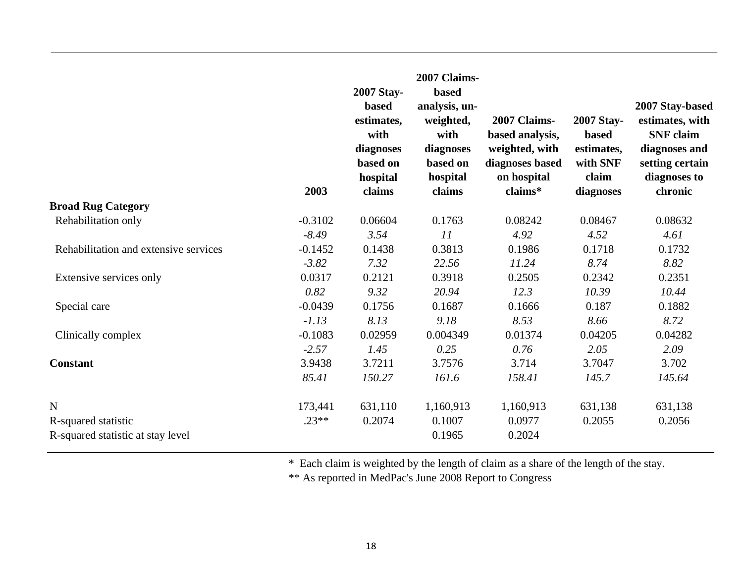| | 2003 | 2007 Stay-based estimates, with diagnoses based on hospital claims | 2007 Claims-based analysis, un-weighted, with diagnoses based on hospital claims | 2007 Claims-based analysis, weighted, with diagnoses based on hospital claims* | 2007 Stay-based estimates, with SNF claim diagnoses | 2007 Stay-based estimates, with SNF claim diagnoses and setting certain diagnoses to chronic |
|---|---|---|---|---|---|---|
| **Broad Rug Category** | | | | | | |
| Rehabilitation only | -0.3102 | 0.06604 | 0.1763 | 0.08242 | 0.08467 | 0.08632 |
| | *-8.49* | *3.54* | *11* | *4.92* | *4.52* | *4.61* |
| Rehabilitation and extensive services | -0.1452 | 0.1438 | 0.3813 | 0.1986 | 0.1718 | 0.1732 |
| | *-3.82* | *7.32* | *22.56* | *11.24* | *8.74* | *8.82* |
| Extensive services only | 0.0317 | 0.2121 | 0.3918 | 0.2505 | 0.2342 | 0.2351 |
| | *0.82* | *9.32* | *20.94* | *12.3* | *10.39* | *10.44* |
| Special care | -0.0439 | 0.1756 | 0.1687 | 0.1666 | 0.187 | 0.1882 |
| | *-1.13* | *8.13* | *9.18* | *8.53* | *8.66* | *8.72* |
| Clinically complex | -0.1083 | 0.02959 | 0.004349 | 0.01374 | 0.04205 | 0.04282 |
| | *-2.57* | *1.45* | *0.25* | *0.76* | *2.05* | *2.09* |
| **Constant** | 3.9438 | 3.7211 | 3.7576 | 3.714 | 3.7047 | 3.702 |
| | *85.41* | *150.27* | *161.6* | *158.41* | *145.7* | *145.64* |
| N | 173,441 | 631,110 | 1,160,913 | 1,160,913 | 631,138 | 631,138 |
| R-squared statistic | .23** | 0.2074 | 0.1007 | 0.0977 | 0.2055 | 0.2056 |
| R-squared statistic at stay level | | | 0.1965 | 0.2024 | | |

\* Each claim is weighted by the length of claim as a share of the length of the stay.

** As reported in MedPac's June 2008 Report to Congress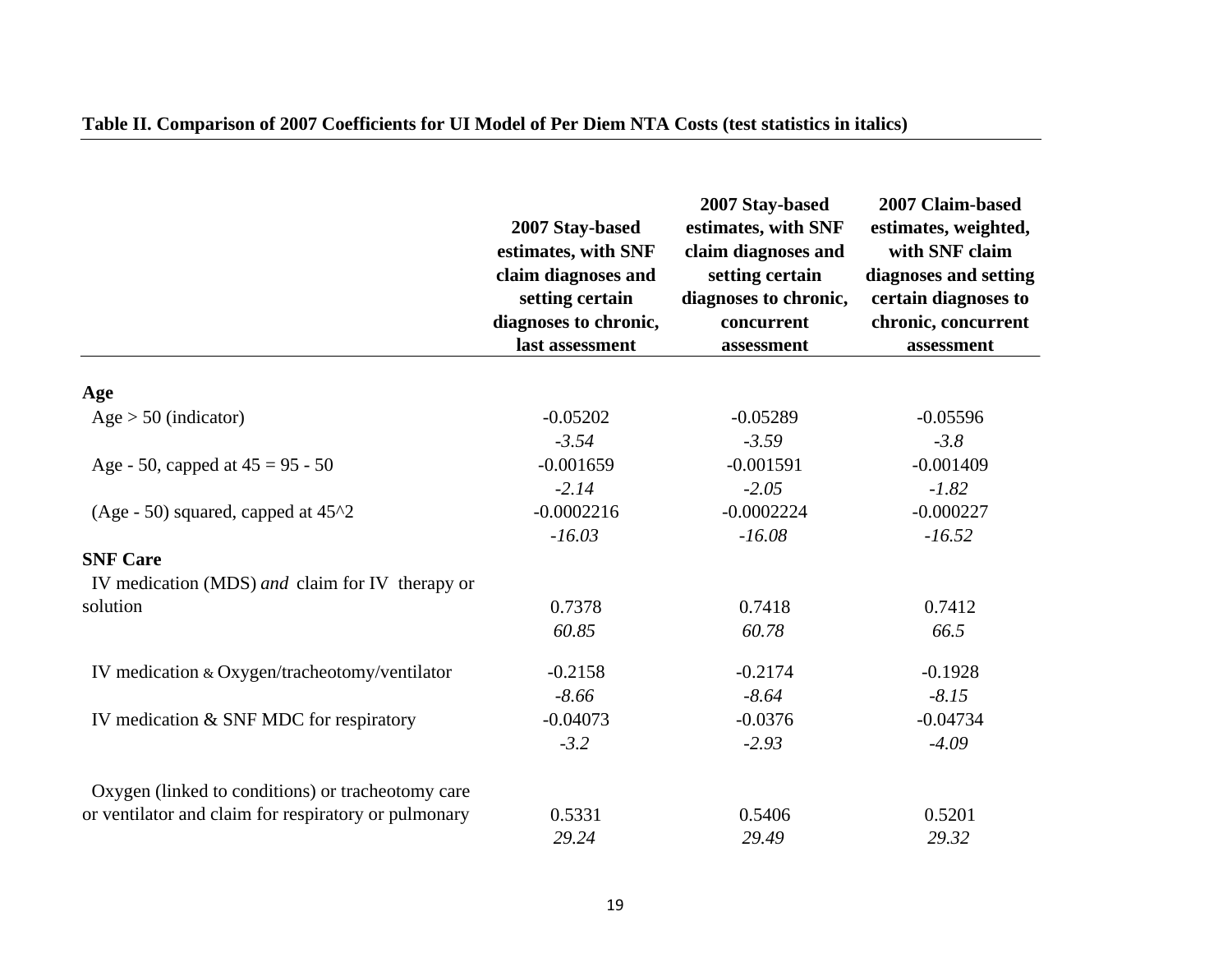**Table II. Comparison of 2007 Coefficients for UI Model of Per Diem NTA Costs (test statistics in italics)**

| | 2007 Stay-based estimates, with SNF claim diagnoses and setting certain diagnoses to chronic, last assessment | 2007 Stay-based estimates, with SNF claim diagnoses and setting certain diagnoses to chronic, concurrent assessment | 2007 Claim-based estimates, weighted, with SNF claim diagnoses and setting certain diagnoses to chronic, concurrent assessment |
|---|---|---|---|
| **Age** | | | |
| Age > 50 (indicator) | -0.05202 | -0.05289 | -0.05596 |
| | *-3.54* | *-3.59* | *-3.8* |
| Age - 50, capped at 45 = 95 - 50 | -0.001659 | -0.001591 | -0.001409 |
| | *-2.14* | *-2.05* | *-1.82* |
| (Age - 50) squared, capped at 45^2 | -0.0002216 | -0.0002224 | -0.000227 |
| | *-16.03* | *-16.08* | *-16.52* |
| **SNF Care** | | | |
| IV medication (MDS) *and* claim for IV therapy or solution | 0.7378 | 0.7418 | 0.7412 |
| | *60.85* | *60.78* | *66.5* |
| IV medication & Oxygen/tracheotomy/ventilator | -0.2158 | -0.2174 | -0.1928 |
| | *-8.66* | *-8.64* | *-8.15* |
| IV medication & SNF MDC for respiratory | -0.04073 | -0.0376 | -0.04734 |
| | *-3.2* | *-2.93* | *-4.09* |
| Oxygen (linked to conditions) or tracheotomy care or ventilator and claim for respiratory or pulmonary | 0.5331 | 0.5406 | 0.5201 |
| | *29.24* | *29.49* | *29.32* |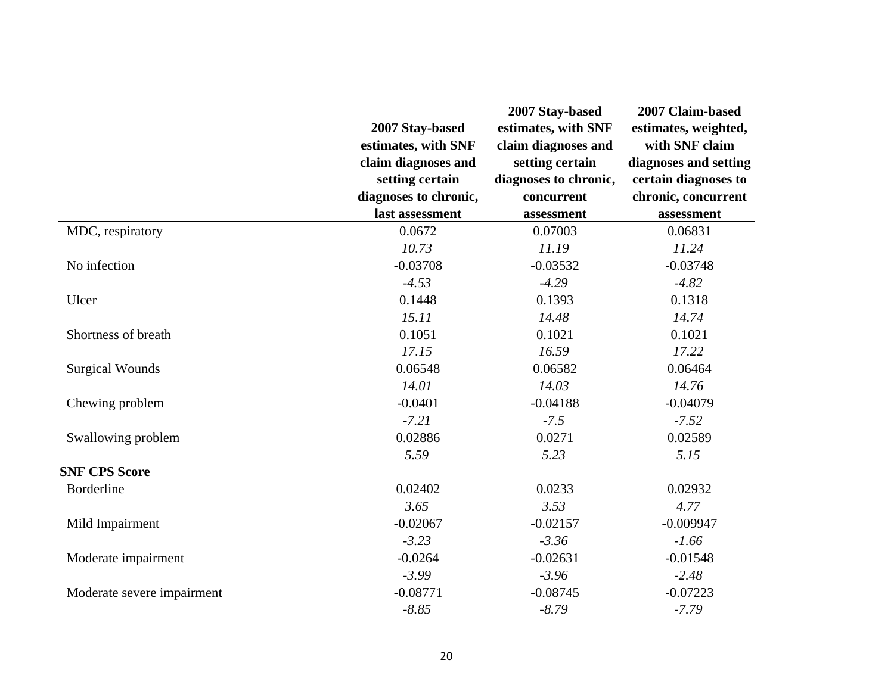| | 2007 Stay-based estimates, with SNF claim diagnoses and setting certain diagnoses to chronic, last assessment | 2007 Stay-based estimates, with SNF claim diagnoses and setting certain diagnoses to chronic, concurrent assessment | 2007 Claim-based estimates, weighted, with SNF claim diagnoses and setting certain diagnoses to chronic, concurrent assessment |
|---|---|---|---|
| MDC, respiratory | 0.0672 | 0.07003 | 0.06831 |
| | *10.73* | *11.19* | *11.24* |
| No infection | -0.03708 | -0.03532 | -0.03748 |
| | *-4.53* | *-4.29* | *-4.82* |
| Ulcer | 0.1448 | 0.1393 | 0.1318 |
| | *15.11* | *14.48* | *14.74* |
| Shortness of breath | 0.1051 | 0.1021 | 0.1021 |
| | *17.15* | *16.59* | *17.22* |
| Surgical Wounds | 0.06548 | 0.06582 | 0.06464 |
| | *14.01* | *14.03* | *14.76* |
| Chewing problem | -0.0401 | -0.04188 | -0.04079 |
| | *-7.21* | *-7.5* | *-7.52* |
| Swallowing problem | 0.02886 | 0.0271 | 0.02589 |
| | *5.59* | *5.23* | *5.15* |
| **SNF CPS Score** | | | |
| Borderline | 0.02402 | 0.0233 | 0.02932 |
| | *3.65* | *3.53* | *4.77* |
| Mild Impairment | -0.02067 | -0.02157 | -0.009947 |
| | *-3.23* | *-3.36* | *-1.66* |
| Moderate impairment | -0.0264 | -0.02631 | -0.01548 |
| | *-3.99* | *-3.96* | *-2.48* |
| Moderate severe impairment | -0.08771 | -0.08745 | -0.07223 |
| | *-8.85* | *-8.79* | *-7.79* |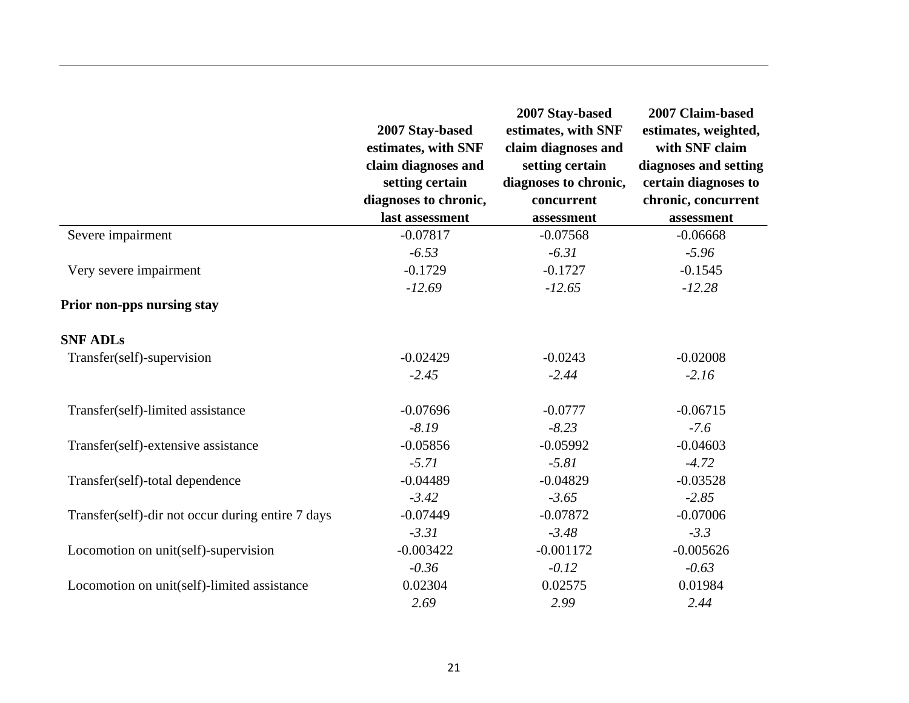| | 2007 Stay-based estimates, with SNF claim diagnoses and setting certain diagnoses to chronic, last assessment | 2007 Stay-based estimates, with SNF claim diagnoses and setting certain diagnoses to chronic, concurrent assessment | 2007 Claim-based estimates, weighted, with SNF claim diagnoses and setting certain diagnoses to chronic, concurrent assessment |
|---|---|---|---|
| Severe impairment | -0.07817 | -0.07568 | -0.06668 |
| | *-6.53* | *-6.31* | *-5.96* |
| Very severe impairment | -0.1729 | -0.1727 | -0.1545 |
| | *-12.69* | *-12.65* | *-12.28* |
| **Prior non-pps nursing stay** | | | |
| **SNF ADLs** | | | |
| Transfer(self)-supervision | -0.02429 | -0.0243 | -0.02008 |
| | *-2.45* | *-2.44* | *-2.16* |
| Transfer(self)-limited assistance | -0.07696 | -0.0777 | -0.06715 |
| | *-8.19* | *-8.23* | *-7.6* |
| Transfer(self)-extensive assistance | -0.05856 | -0.05992 | -0.04603 |
| | *-5.71* | *-5.81* | *-4.72* |
| Transfer(self)-total dependence | -0.04489 | -0.04829 | -0.03528 |
| | *-3.42* | *-3.65* | *-2.85* |
| Transfer(self)-dir not occur during entire 7 days | -0.07449 | -0.07872 | -0.07006 |
| | *-3.31* | *-3.48* | *-3.3* |
| Locomotion on unit(self)-supervision | -0.003422 | -0.001172 | -0.005626 |
| | *-0.36* | *-0.12* | *-0.63* |
| Locomotion on unit(self)-limited assistance | 0.02304 | 0.02575 | 0.01984 |
| | *2.69* | *2.99* | *2.44* |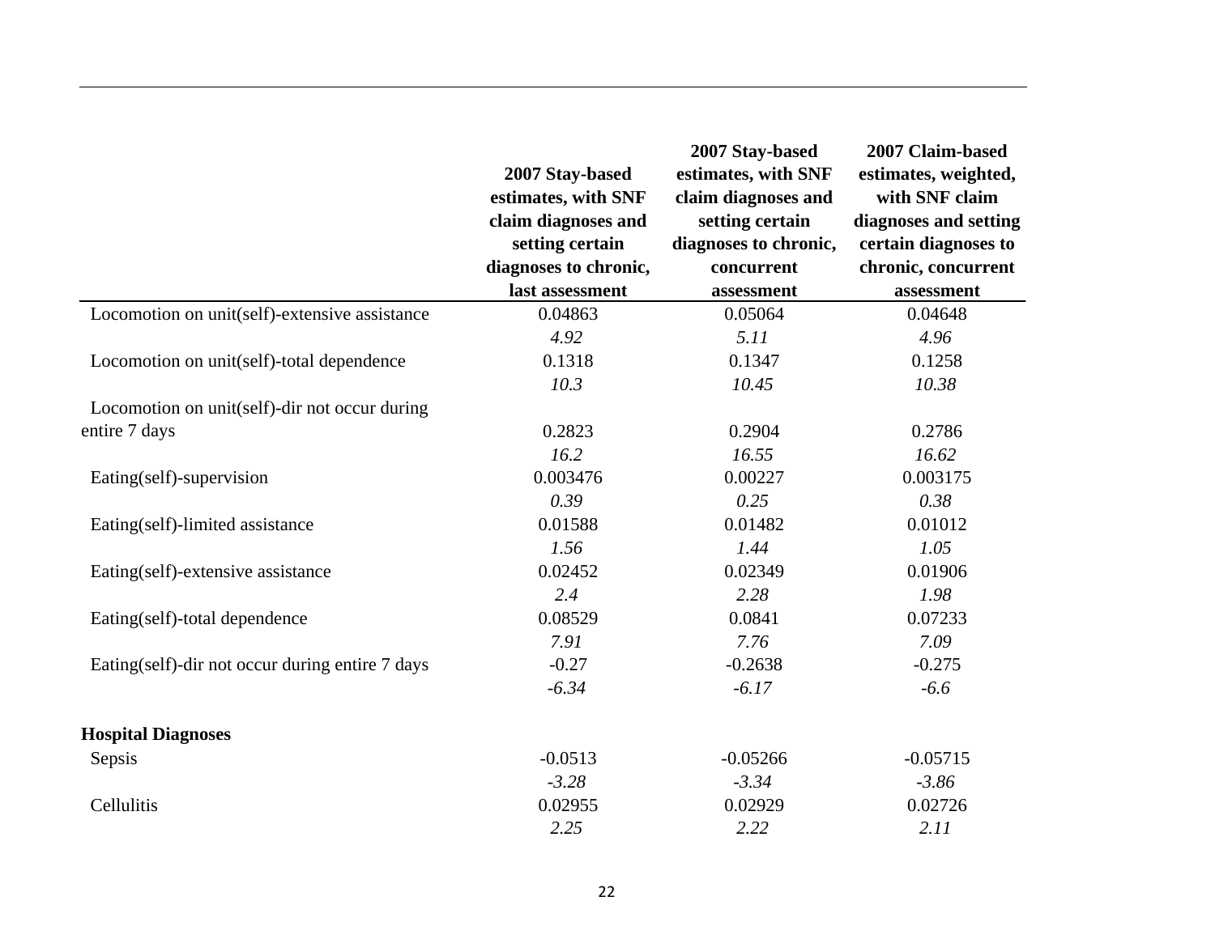| | 2007 Stay-based estimates, with SNF claim diagnoses and setting certain diagnoses to chronic, last assessment | 2007 Stay-based estimates, with SNF claim diagnoses and setting certain diagnoses to chronic, concurrent assessment | 2007 Claim-based estimates, weighted, with SNF claim diagnoses and setting certain diagnoses to chronic, concurrent assessment |
|---|---|---|---|
| Locomotion on unit(self)-extensive assistance | 0.04863 | 0.05064 | 0.04648 |
| | *4.92* | *5.11* | *4.96* |
| Locomotion on unit(self)-total dependence | 0.1318 | 0.1347 | 0.1258 |
| | *10.3* | *10.45* | *10.38* |
| Locomotion on unit(self)-dir not occur during entire 7 days | 0.2823 | 0.2904 | 0.2786 |
| | *16.2* | *16.55* | *16.62* |
| Eating(self)-supervision | 0.003476 | 0.00227 | 0.003175 |
| | *0.39* | *0.25* | *0.38* |
| Eating(self)-limited assistance | 0.01588 | 0.01482 | 0.01012 |
| | *1.56* | *1.44* | *1.05* |
| Eating(self)-extensive assistance | 0.02452 | 0.02349 | 0.01906 |
| | *2.4* | *2.28* | *1.98* |
| Eating(self)-total dependence | 0.08529 | 0.0841 | 0.07233 |
| | *7.91* | *7.76* | *7.09* |
| Eating(self)-dir not occur during entire 7 days | -0.27 | -0.2638 | -0.275 |
| | *-6.34* | *-6.17* | *-6.6* |
| **Hospital Diagnoses** | | | |
| Sepsis | -0.0513 | -0.05266 | -0.05715 |
| | *-3.28* | *-3.34* | *-3.86* |
| Cellulitis | 0.02955 | 0.02929 | 0.02726 |
| | *2.25* | *2.22* | *2.11* |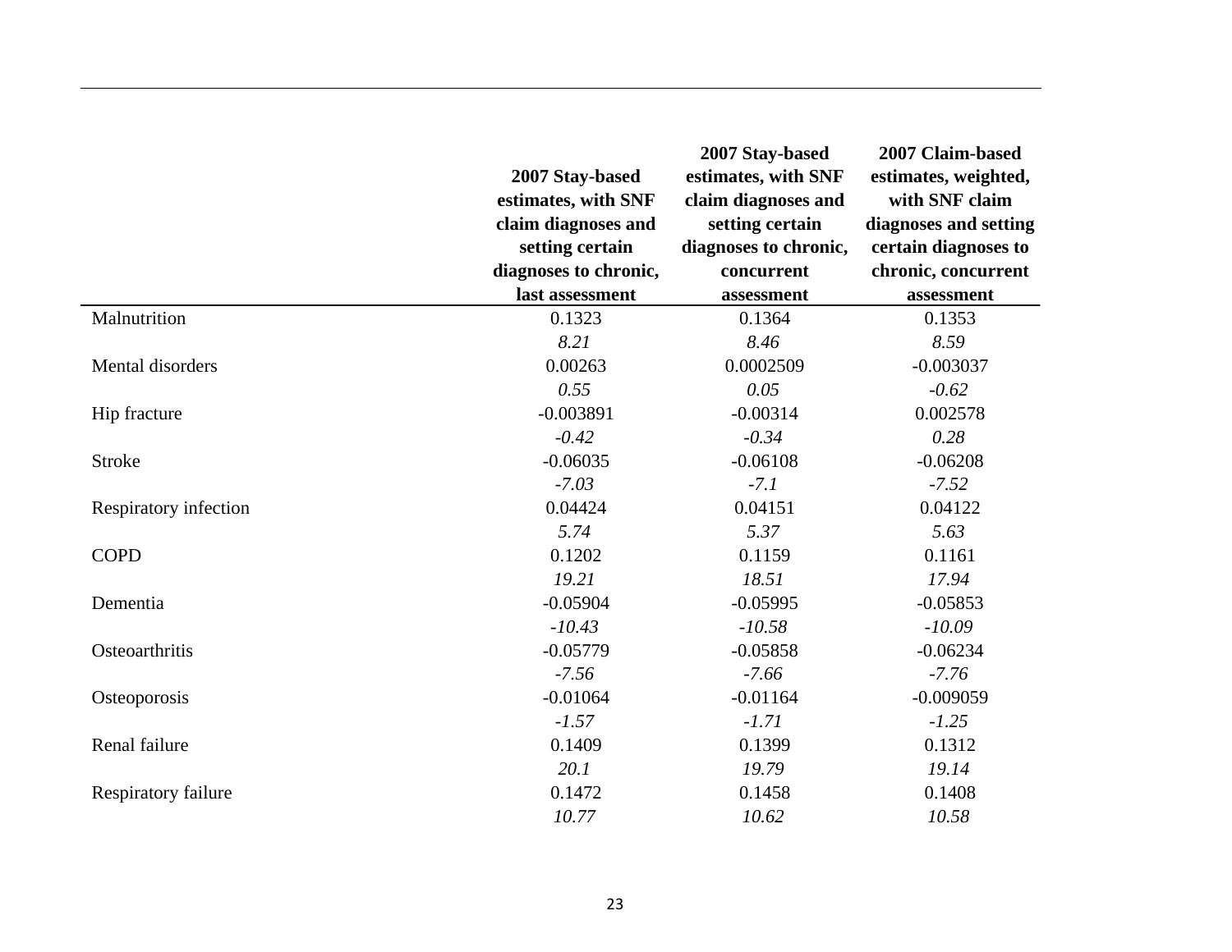| | 2007 Stay-based estimates, with SNF claim diagnoses and setting certain diagnoses to chronic, last assessment | 2007 Stay-based estimates, with SNF claim diagnoses and setting certain diagnoses to chronic, concurrent assessment | 2007 Claim-based estimates, weighted, with SNF claim diagnoses and setting certain diagnoses to chronic, concurrent assessment |
|---|---|---|---|
| Malnutrition | 0.1323 | 0.1364 | 0.1353 |
| | *8.21* | *8.46* | *8.59* |
| Mental disorders | 0.00263 | 0.0002509 | -0.003037 |
| | *0.55* | *0.05* | *-0.62* |
| Hip fracture | -0.003891 | -0.00314 | 0.002578 |
| | *-0.42* | *-0.34* | *0.28* |
| Stroke | -0.06035 | -0.06108 | -0.06208 |
| | *-7.03* | *-7.1* | *-7.52* |
| Respiratory infection | 0.04424 | 0.04151 | 0.04122 |
| | *5.74* | *5.37* | *5.63* |
| COPD | 0.1202 | 0.1159 | 0.1161 |
| | *19.21* | *18.51* | *17.94* |
| Dementia | -0.05904 | -0.05995 | -0.05853 |
| | *-10.43* | *-10.58* | *-10.09* |
| Osteoarthritis | -0.05779 | -0.05858 | -0.06234 |
| | *-7.56* | *-7.66* | *-7.76* |
| Osteoporosis | -0.01064 | -0.01164 | -0.009059 |
| | *-1.57* | *-1.71* | *-1.25* |
| Renal failure | 0.1409 | 0.1399 | 0.1312 |
| | *20.1* | *19.79* | *19.14* |
| Respiratory failure | 0.1472 | 0.1458 | 0.1408 |
| | *10.77* | *10.62* | *10.58* |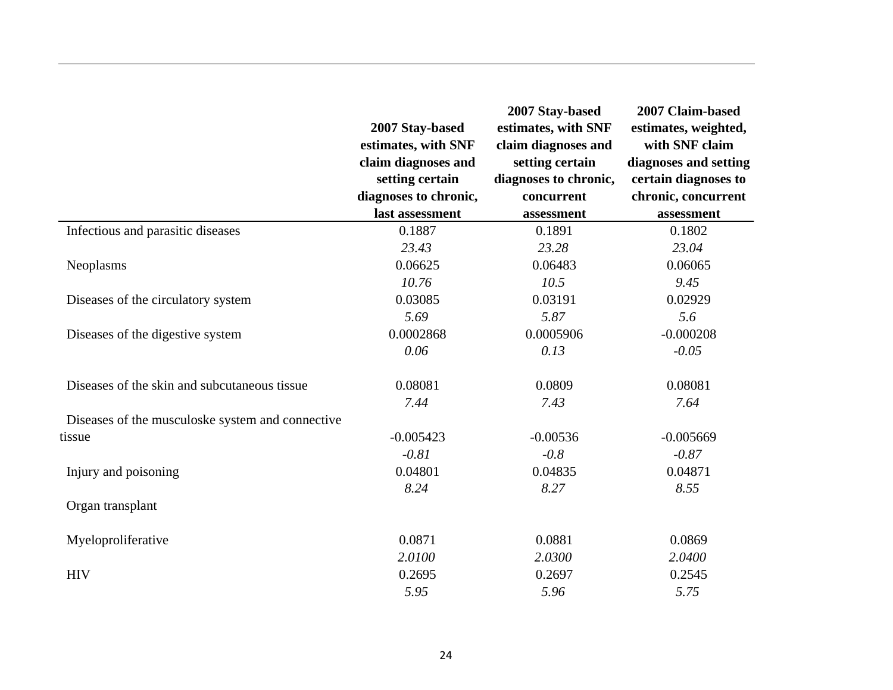| | 2007 Stay-based estimates, with SNF claim diagnoses and setting certain diagnoses to chronic, last assessment | 2007 Stay-based estimates, with SNF claim diagnoses and setting certain diagnoses to chronic, concurrent assessment | 2007 Claim-based estimates, weighted, with SNF claim diagnoses and setting certain diagnoses to chronic, concurrent assessment |
|---|---|---|---|
| Infectious and parasitic diseases | 0.1887 | 0.1891 | 0.1802 |
| | *23.43* | *23.28* | *23.04* |
| Neoplasms | 0.06625 | 0.06483 | 0.06065 |
| | *10.76* | *10.5* | *9.45* |
| Diseases of the circulatory system | 0.03085 | 0.03191 | 0.02929 |
| | *5.69* | *5.87* | *5.6* |
| Diseases of the digestive system | 0.0002868 | 0.0005906 | -0.000208 |
| | *0.06* | *0.13* | *-0.05* |
| Diseases of the skin and subcutaneous tissue | 0.08081 | 0.0809 | 0.08081 |
| | *7.44* | *7.43* | *7.64* |
| Diseases of the musculoske system and connective tissue | -0.005423 | -0.00536 | -0.005669 |
| | *-0.81* | *-0.8* | *-0.87* |
| Injury and poisoning | 0.04801 | 0.04835 | 0.04871 |
| | *8.24* | *8.27* | *8.55* |
| Organ transplant | | | |
| Myeloproliferative | 0.0871 | 0.0881 | 0.0869 |
| | *2.0100* | *2.0300* | *2.0400* |
| HIV | 0.2695 | 0.2697 | 0.2545 |
| | *5.95* | *5.96* | *5.75* |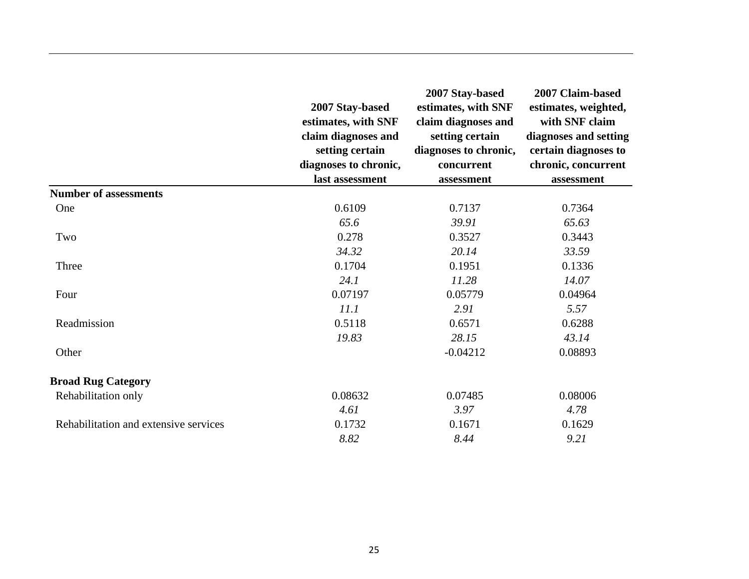| | 2007 Stay-based estimates, with SNF claim diagnoses and setting certain diagnoses to chronic, last assessment | 2007 Stay-based estimates, with SNF claim diagnoses and setting certain diagnoses to chronic, concurrent assessment | 2007 Claim-based estimates, weighted, with SNF claim diagnoses and setting certain diagnoses to chronic, concurrent assessment |
|---|---|---|---|
| **Number of assessments** | | | |
| One | 0.6109 | 0.7137 | 0.7364 |
| | *65.6* | *39.91* | *65.63* |
| Two | 0.278 | 0.3527 | 0.3443 |
| | *34.32* | *20.14* | *33.59* |
| Three | 0.1704 | 0.1951 | 0.1336 |
| | *24.1* | *11.28* | *14.07* |
| Four | 0.07197 | 0.05779 | 0.04964 |
| | *11.1* | *2.91* | *5.57* |
| Readmission | 0.5118 | 0.6571 | 0.6288 |
| | *19.83* | *28.15* | *43.14* |
| Other | | -0.04212 | 0.08893 |
| | | | |
| **Broad Rug Category** | | | |
| Rehabilitation only | 0.08632 | 0.07485 | 0.08006 |
| | *4.61* | *3.97* | *4.78* |
| Rehabilitation and extensive services | 0.1732 | 0.1671 | 0.1629 |
| | *8.82* | *8.44* | *9.21* |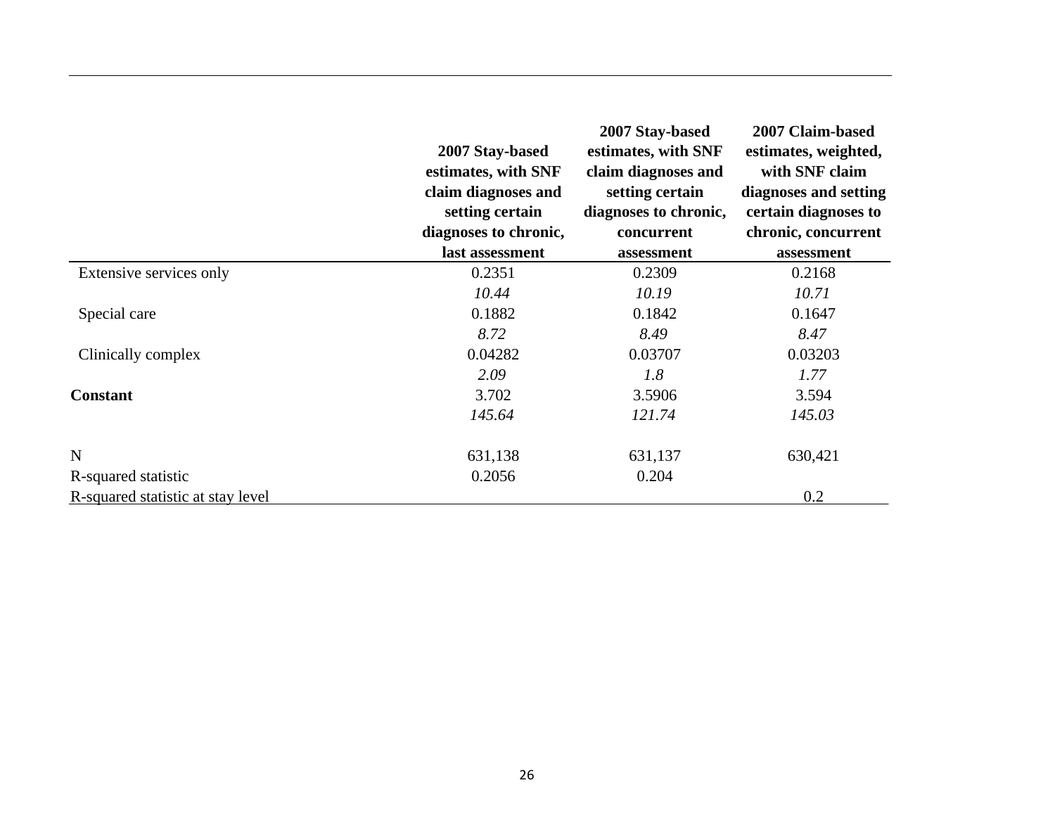| | 2007 Stay-based estimates, with SNF claim diagnoses and setting certain diagnoses to chronic, last assessment | 2007 Stay-based estimates, with SNF claim diagnoses and setting certain diagnoses to chronic, concurrent assessment | 2007 Claim-based estimates, weighted, with SNF claim diagnoses and setting certain diagnoses to chronic, concurrent assessment |
|---|---|---|---|
| Extensive services only | 0.2351 | 0.2309 | 0.2168 |
| | *10.44* | *10.19* | *10.71* |
| Special care | 0.1882 | 0.1842 | 0.1647 |
| | *8.72* | *8.49* | *8.47* |
| Clinically complex | 0.04282 | 0.03707 | 0.03203 |
| | *2.09* | *1.8* | *1.77* |
| **Constant** | 3.702 | 3.5906 | 3.594 |
| | *145.64* | *121.74* | *145.03* |
| N | 631,138 | 631,137 | 630,421 |
| R-squared statistic | 0.2056 | 0.204 | |
| R-squared statistic at stay level | | | 0.2 |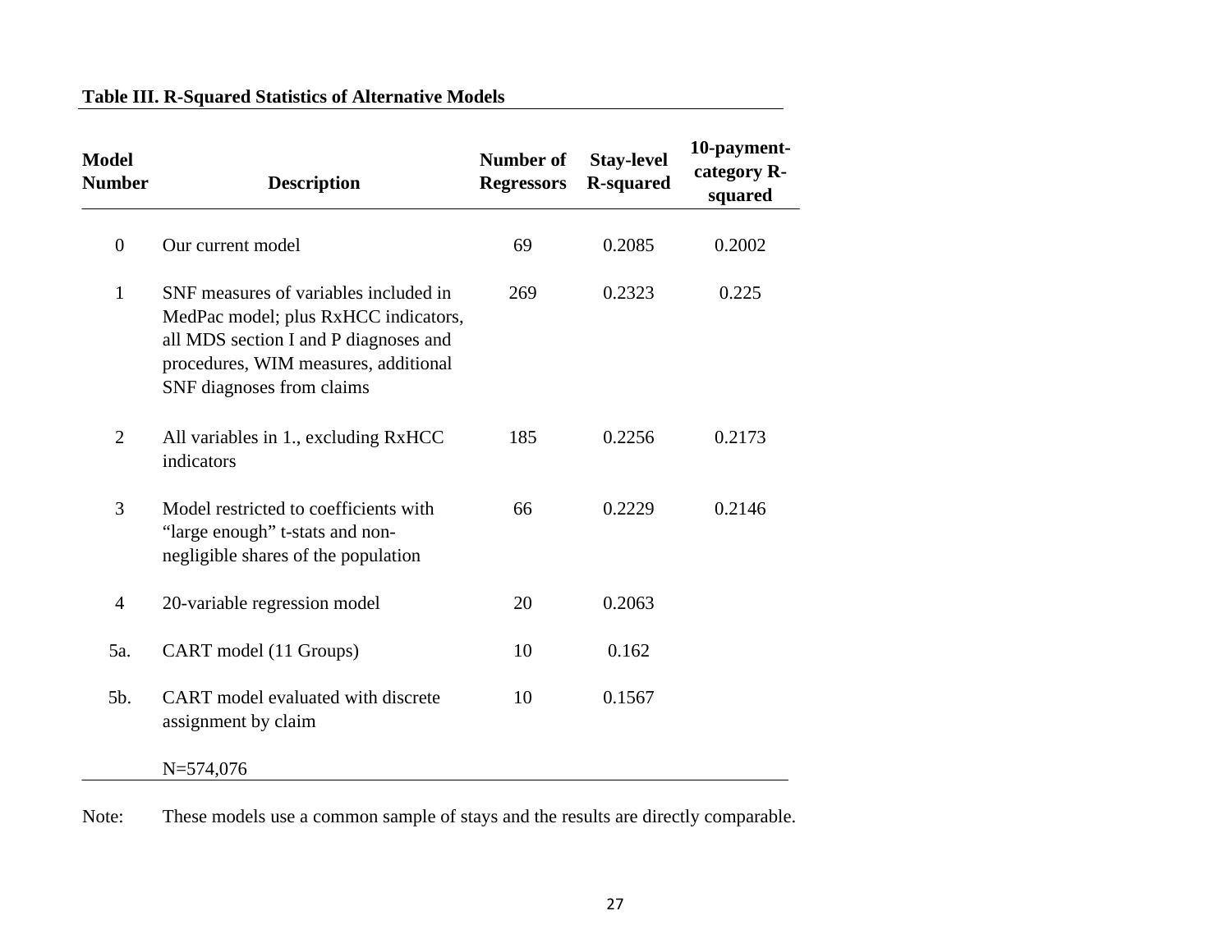**Table III. R-Squared Statistics of Alternative Models**

| Model Number | Description | Number of Regressors | Stay-level R-squared | 10-payment-category R-squared |
|---|---|---|---|---|
| 0 | Our current model | 69 | 0.2085 | 0.2002 |
| 1 | SNF measures of variables included in MedPac model; plus RxHCC indicators, all MDS section I and P diagnoses and procedures, WIM measures, additional SNF diagnoses from claims | 269 | 0.2323 | 0.225 |
| 2 | All variables in 1., excluding RxHCC indicators | 185 | 0.2256 | 0.2173 |
| 3 | Model restricted to coefficients with “large enough” t-stats and non-negligible shares of the population | 66 | 0.2229 | 0.2146 |
| 4 | 20-variable regression model | 20 | 0.2063 | |
| 5a. | CART model (11 Groups) | 10 | 0.162 | |
| 5b. | CART model evaluated with discrete assignment by claim | 10 | 0.1567 | |
| | N=574,076 | | | |

Note: These models use a common sample of stays and the results are directly comparable.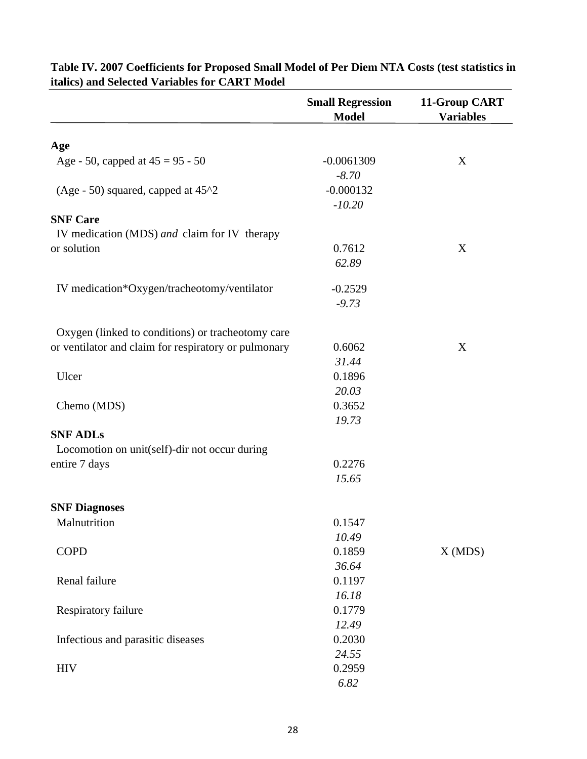**Table IV. 2007 Coefficients for Proposed Small Model of Per Diem NTA Costs (test statistics in italics) and Selected Variables for CART Model**

| | Small Regression Model | 11-Group CART Variables |
|---|---|---|
| **Age** | | |
| Age - 50, capped at 45 = 95 - 50 | -0.0061309<br>*-8.70* | X |
| (Age - 50) squared, capped at 45^2 | -0.000132<br>*-10.20* | |
| **SNF Care** | | |
| IV medication (MDS) *and* claim for IV therapy or solution | 0.7612<br>*62.89* | X |
| IV medication*Oxygen/tracheotomy/ventilator | -0.2529<br>*-9.73* | |
| Oxygen (linked to conditions) or tracheotomy care or ventilator and claim for respiratory or pulmonary | 0.6062<br>*31.44* | X |
| Ulcer | 0.1896<br>*20.03* | |
| Chemo (MDS) | 0.3652<br>*19.73* | |
| **SNF ADLs** | | |
| Locomotion on unit(self)-dir not occur during entire 7 days | 0.2276<br>*15.65* | |
| **SNF Diagnoses** | | |
| Malnutrition | 0.1547<br>*10.49* | |
| COPD | 0.1859<br>*36.64* | X (MDS) |
| Renal failure | 0.1197<br>*16.18* | |
| Respiratory failure | 0.1779<br>*12.49* | |
| Infectious and parasitic diseases | 0.2030<br>*24.55* | |
| HIV | 0.2959<br>*6.82* | |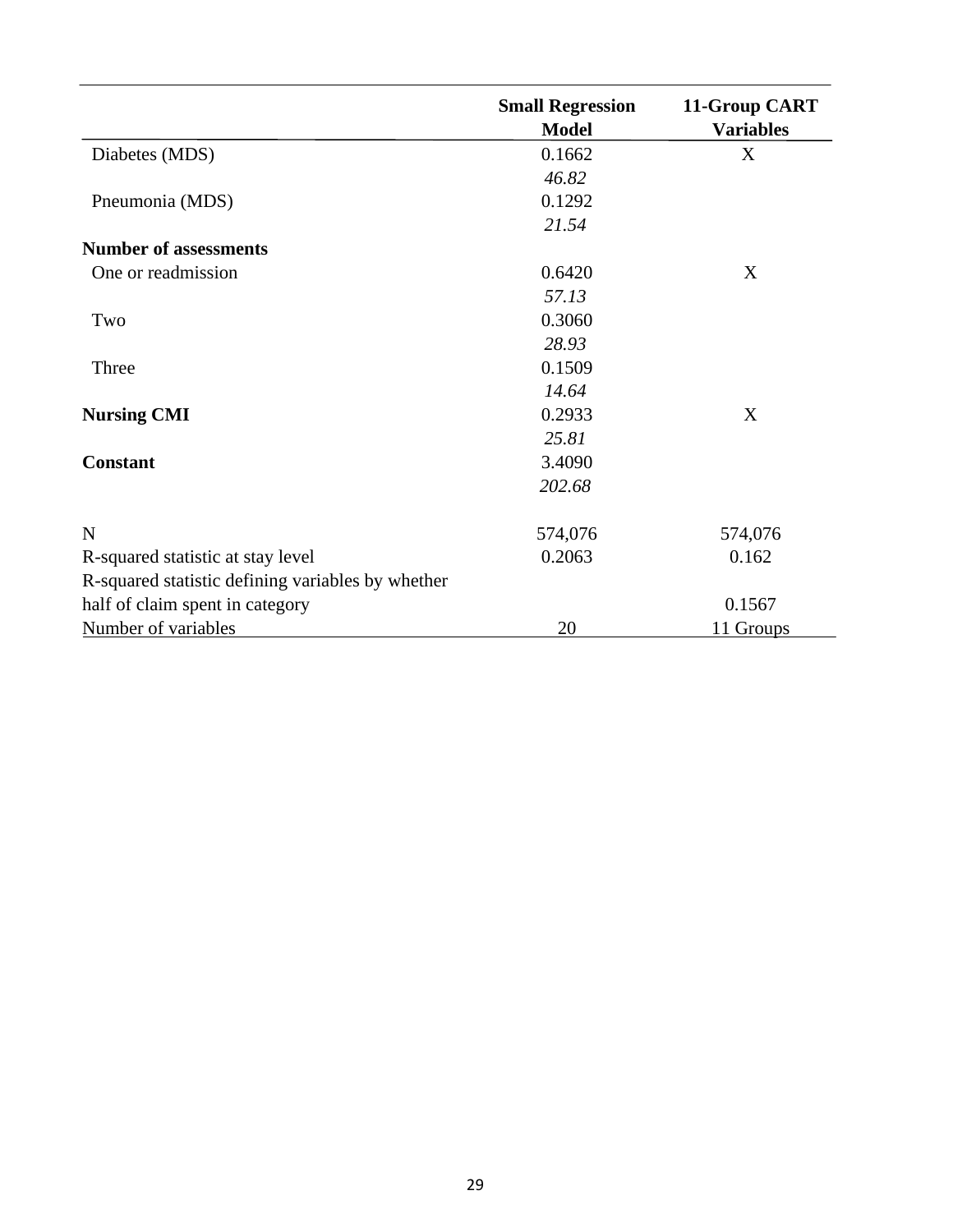| | Small Regression Model | 11-Group CART Variables |
|---|---|---|
| Diabetes (MDS) | 0.1662 | X |
| | *46.82* | |
| Pneumonia (MDS) | 0.1292 | |
| | *21.54* | |
| **Number of assessments** | | |
| One or readmission | 0.6420 | X |
| | *57.13* | |
| Two | 0.3060 | |
| | *28.93* | |
| Three | 0.1509 | |
| | *14.64* | |
| **Nursing CMI** | 0.2933 | X |
| | *25.81* | |
| **Constant** | 3.4090 | |
| | *202.68* | |
| | | |
| N | 574,076 | 574,076 |
| R-squared statistic at stay level | 0.2063 | 0.162 |
| R-squared statistic defining variables by whether half of claim spent in category | | 0.1567 |
| Number of variables | 20 | 11 Groups |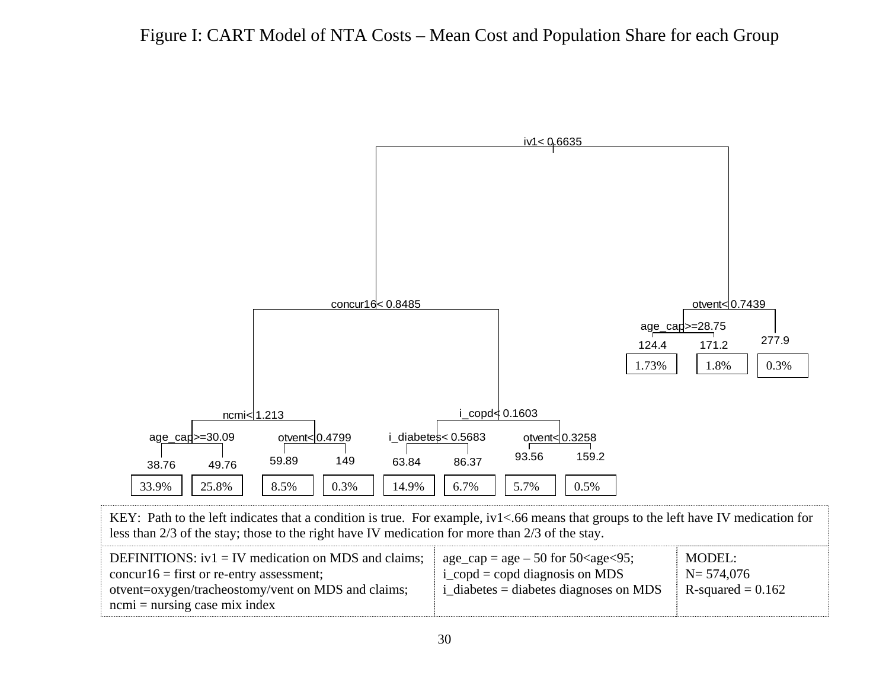# Figure I: CART Model of NTA Costs – Mean Cost and Population Share for each Group

iv1< 0.6635

concur16< 0.8485

otvent< 0.7439

age_cap>=28.75

124.4

171.2

277.9

1.73%

1.8%

0.3%

ncmi< 1.213

i_copd< 0.1603

age_cap>=30.09

otvent< 0.4799

i_diabetes< 0.5683

otvent< 0.3258

38.76

49.76

59.89

149

63.84

86.37

93.56

159.2

33.9%

25.8%

8.5%

0.3%

14.9%

6.7%

5.7%

0.5%

| | | |
|---|---|---|
| KEY: Path to the left indicates that a condition is true. For example, iv1<.66 means that groups to the left have IV medication for less than 2/3 of the stay; those to the right have IV medication for more than 2/3 of the stay. | | |
| DEFINITIONS: iv1 = IV medication on MDS and claims; concur16 = first or re-entry assessment; otvent=oxygen/tracheostomy/vent on MDS and claims; ncmi = nursing case mix index | age_cap = age – 50 for 50<age<95; i_copd = copd diagnosis on MDS i_diabetes = diabetes diagnoses on MDS | MODEL: N= 574,076 R-squared = 0.162 |